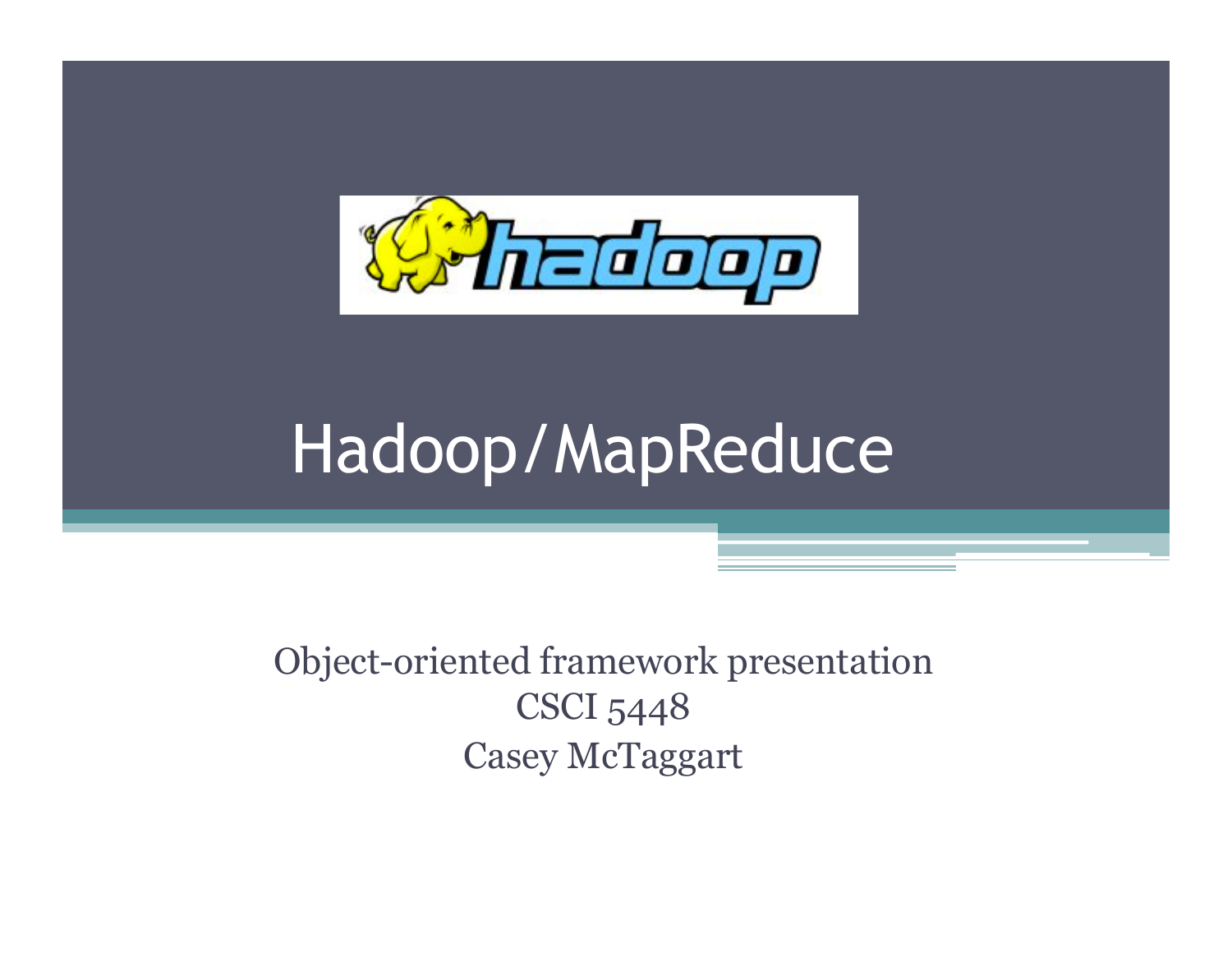# Hadoop/MapReduce

Object-oriented framework presentation
CSCI 5448
Casey McTaggart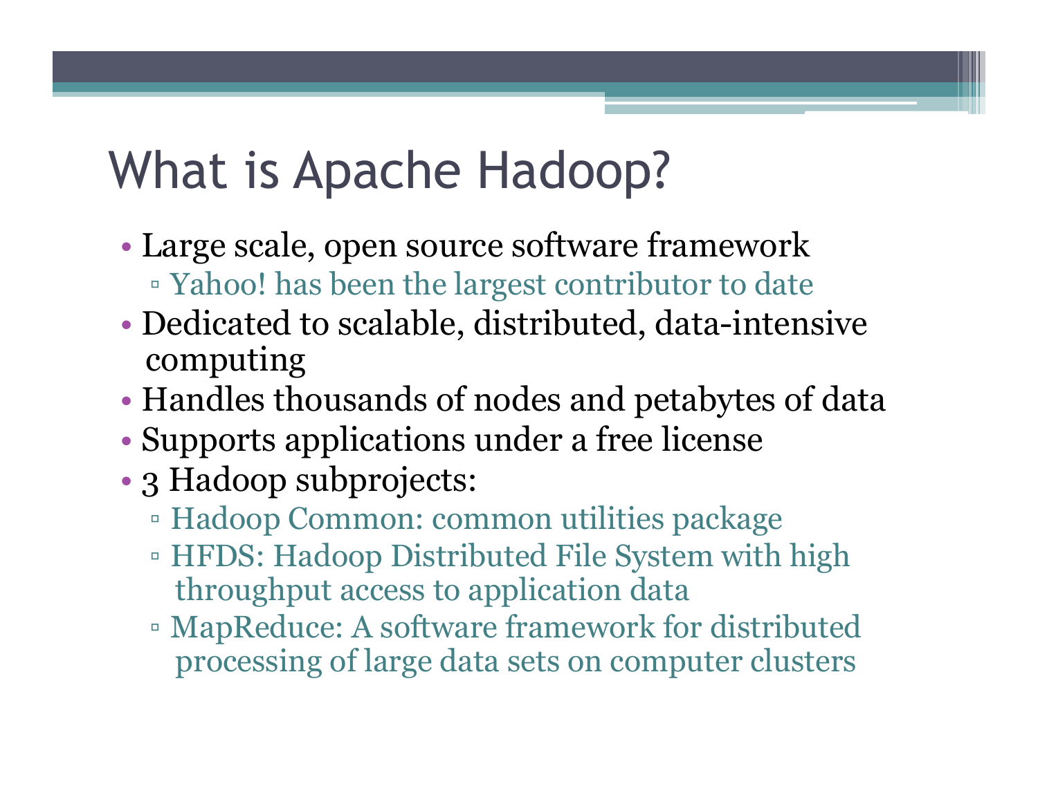# What is Apache Hadoop?

- Large scale, open source software framework
  - Yahoo! has been the largest contributor to date
- Dedicated to scalable, distributed, data-intensive computing
- Handles thousands of nodes and petabytes of data
- Supports applications under a free license
- 3 Hadoop subprojects:
  - Hadoop Common: common utilities package
  - HFDS: Hadoop Distributed File System with high throughput access to application data
  - MapReduce: A software framework for distributed processing of large data sets on computer clusters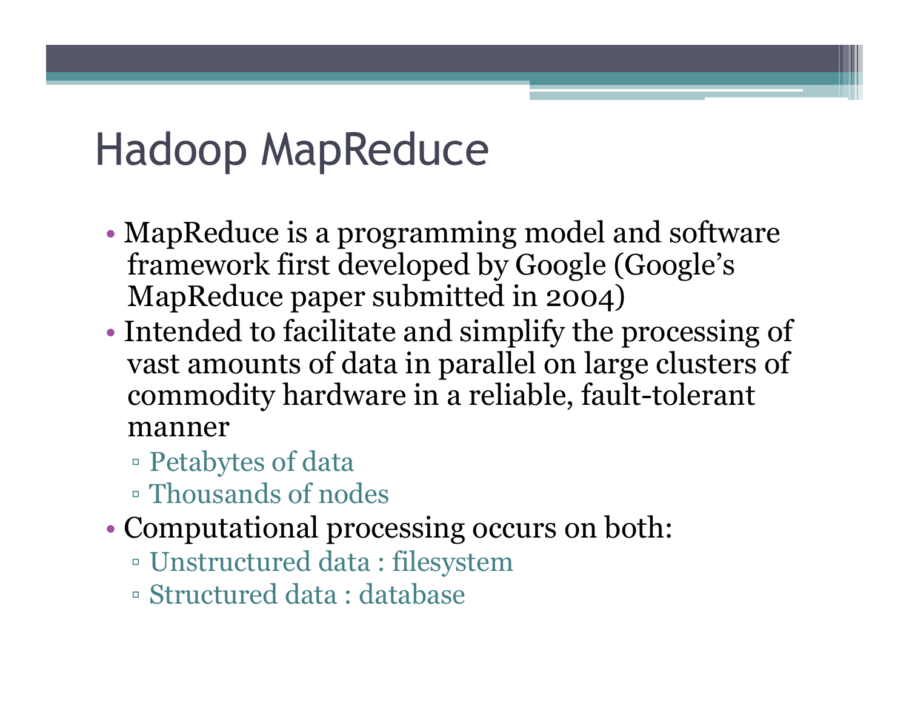# Hadoop MapReduce

- MapReduce is a programming model and software framework first developed by Google (Google's MapReduce paper submitted in 2004)
- Intended to facilitate and simplify the processing of vast amounts of data in parallel on large clusters of commodity hardware in a reliable, fault-tolerant manner
  - Petabytes of data
  - Thousands of nodes
- Computational processing occurs on both:
  - Unstructured data : filesystem
  - Structured data : database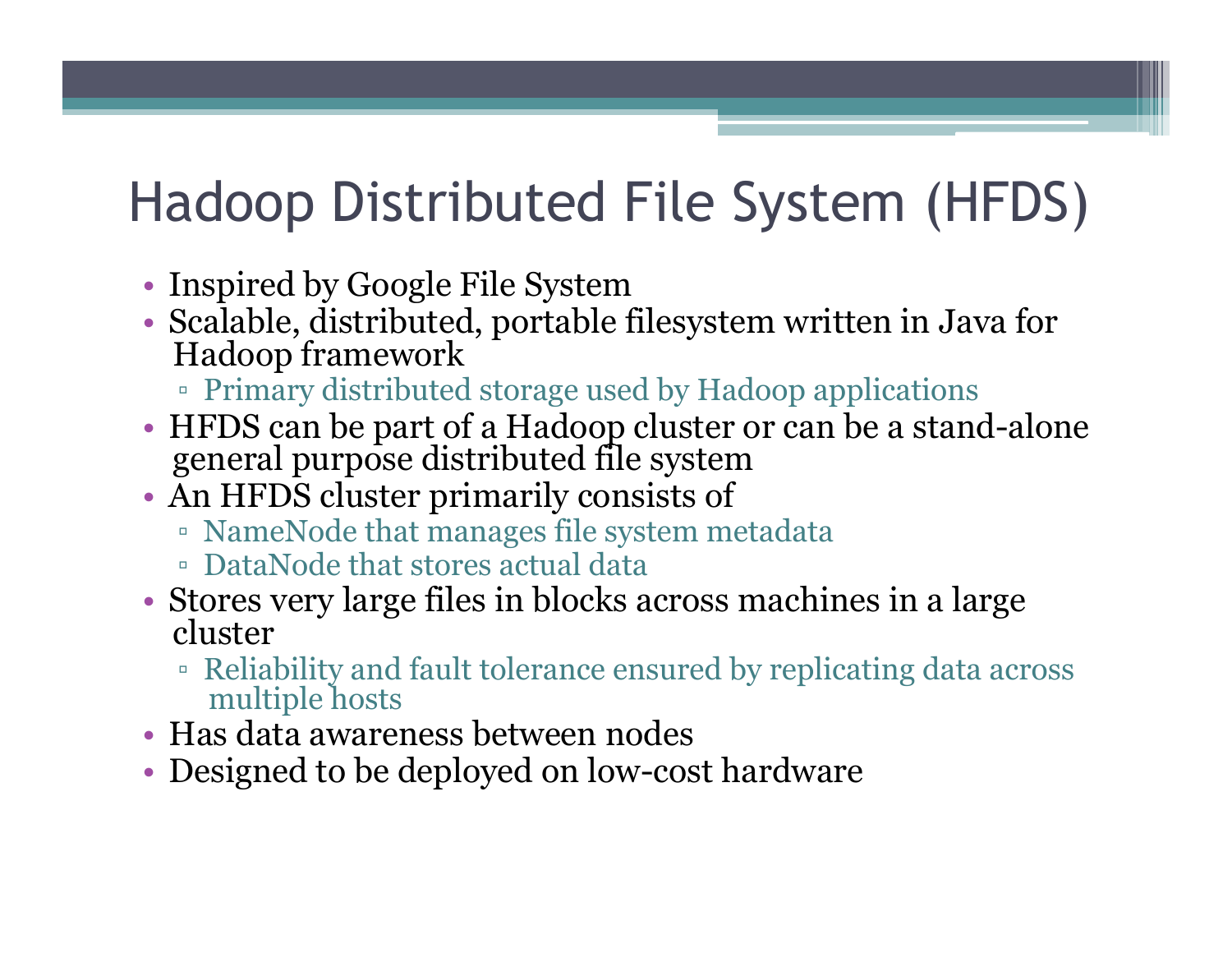# Hadoop Distributed File System (HFDS)

- Inspired by Google File System
- Scalable, distributed, portable filesystem written in Java for Hadoop framework
  - Primary distributed storage used by Hadoop applications
- HFDS can be part of a Hadoop cluster or can be a stand-alone general purpose distributed file system
- An HFDS cluster primarily consists of
  - NameNode that manages file system metadata
  - DataNode that stores actual data
- Stores very large files in blocks across machines in a large cluster
  - Reliability and fault tolerance ensured by replicating data across multiple hosts
- Has data awareness between nodes
- Designed to be deployed on low-cost hardware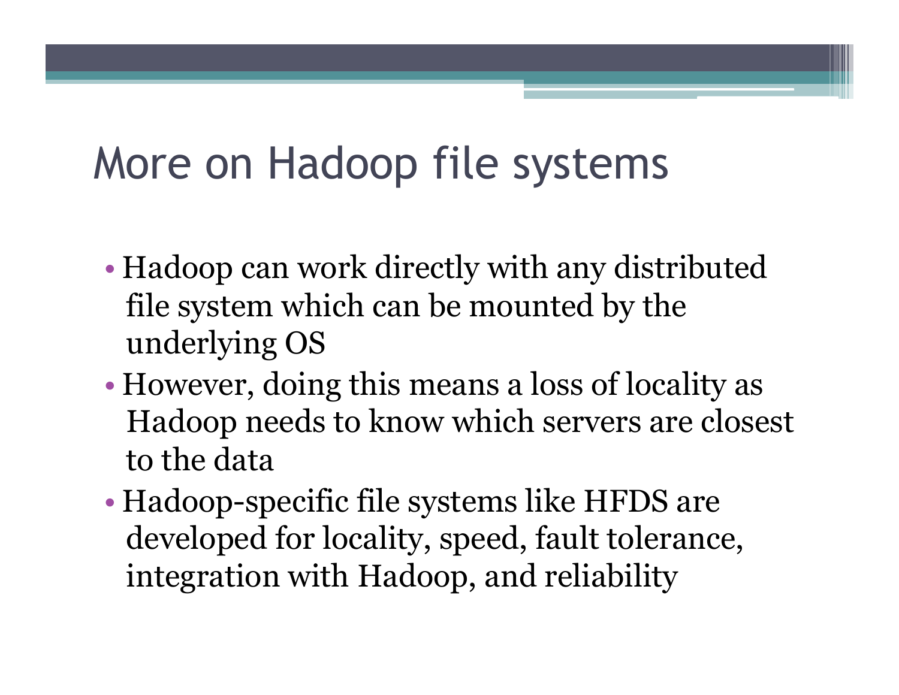# More on Hadoop file systems

- Hadoop can work directly with any distributed file system which can be mounted by the underlying OS
- However, doing this means a loss of locality as Hadoop needs to know which servers are closest to the data
- Hadoop-specific file systems like HFDS are developed for locality, speed, fault tolerance, integration with Hadoop, and reliability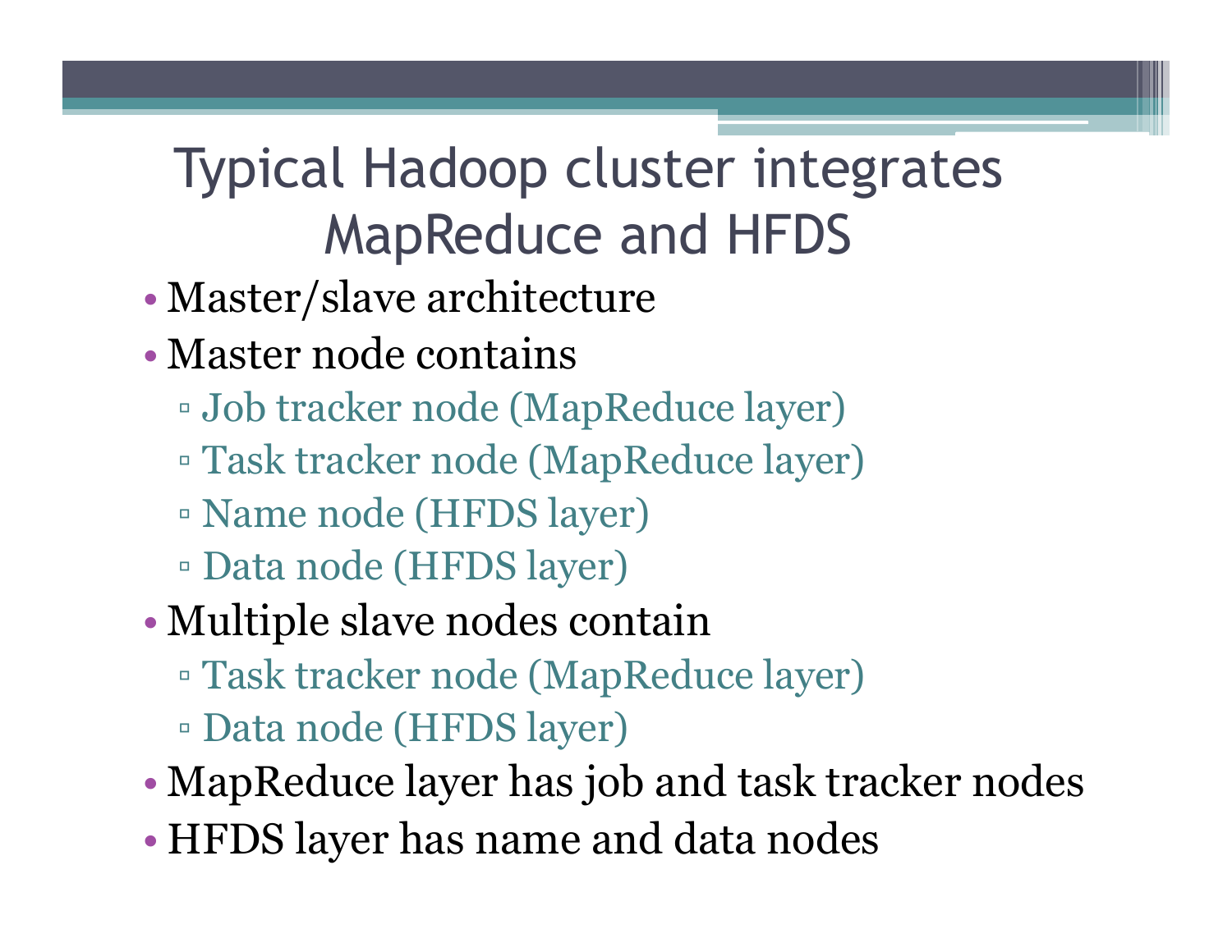# Typical Hadoop cluster integrates MapReduce and HFDS

- Master/slave architecture
- Master node contains
  - Job tracker node (MapReduce layer)
  - Task tracker node (MapReduce layer)
  - Name node (HFDS layer)
  - Data node (HFDS layer)
- Multiple slave nodes contain
  - Task tracker node (MapReduce layer)
  - Data node (HFDS layer)
- MapReduce layer has job and task tracker nodes
- HFDS layer has name and data nodes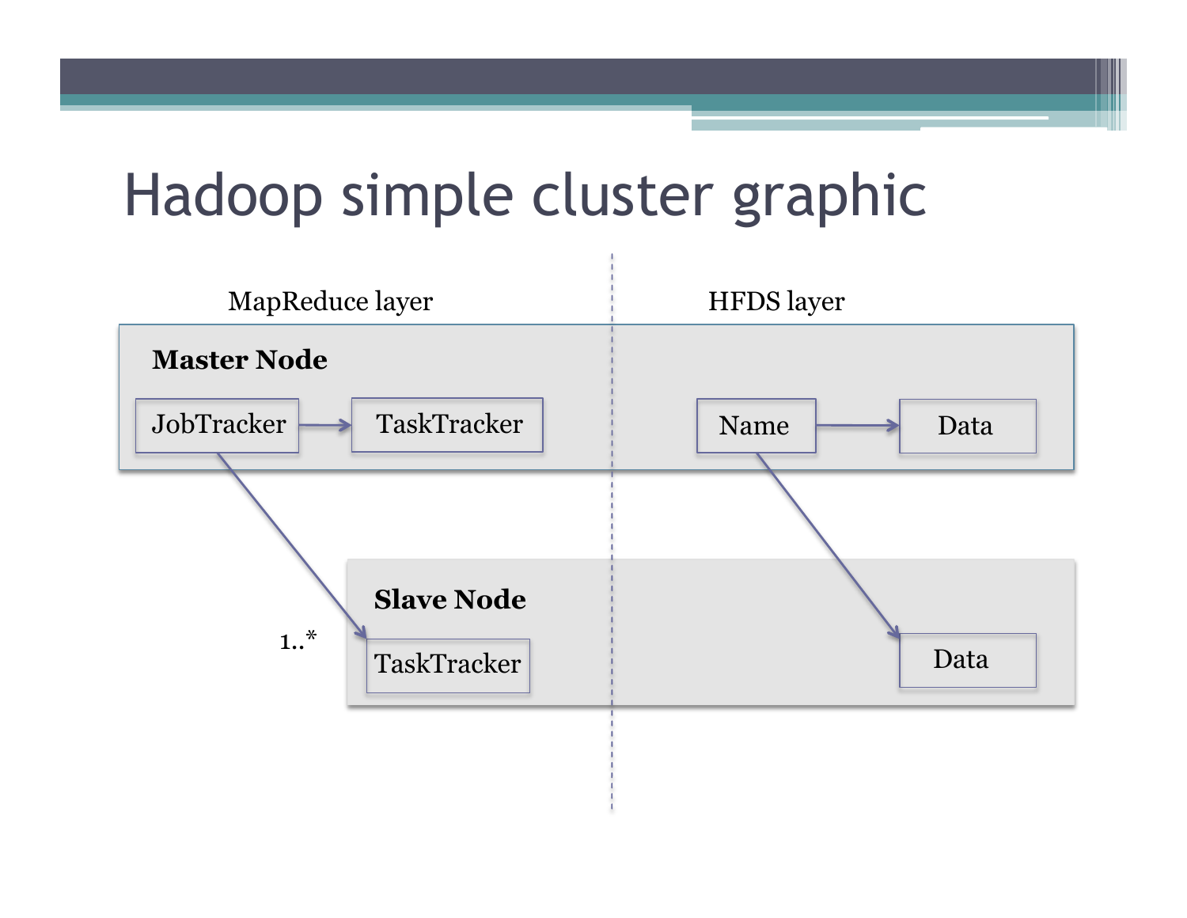# Hadoop simple cluster graphic

MapReduce layer

HFDS layer

**Master Node**

JobTracker → TaskTracker

Name → Data

**Slave Node**

1..*

TaskTracker

Data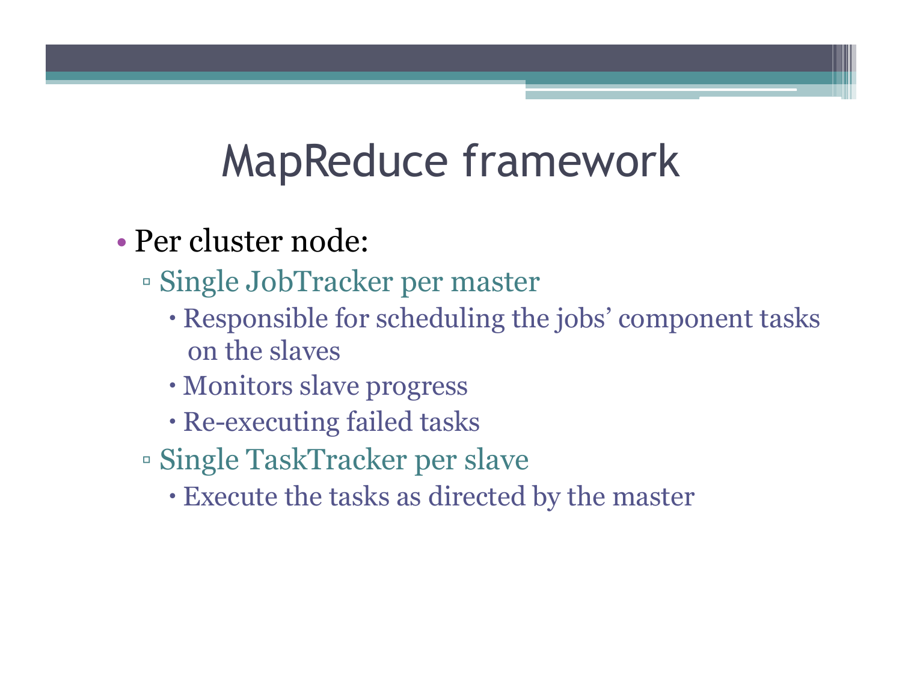# MapReduce framework

- Per cluster node:
  - Single JobTracker per master
    - Responsible for scheduling the jobs' component tasks on the slaves
    - Monitors slave progress
    - Re-executing failed tasks
  - Single TaskTracker per slave
    - Execute the tasks as directed by the master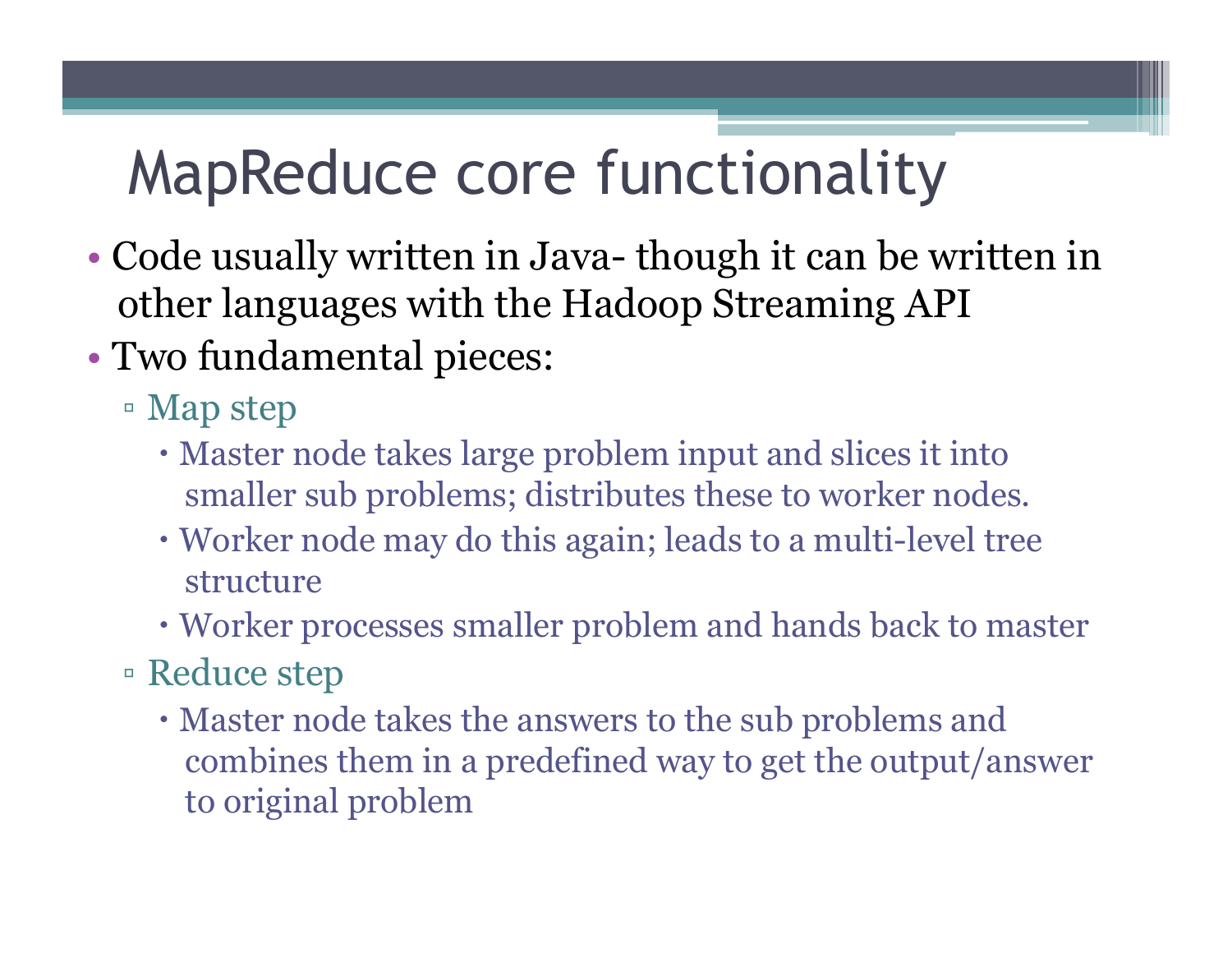# MapReduce core functionality

- Code usually written in Java- though it can be written in other languages with the Hadoop Streaming API
- Two fundamental pieces:
  - Map step
    - Master node takes large problem input and slices it into smaller sub problems; distributes these to worker nodes.
    - Worker node may do this again; leads to a multi-level tree structure
    - Worker processes smaller problem and hands back to master
  - Reduce step
    - Master node takes the answers to the sub problems and combines them in a predefined way to get the output/answer to original problem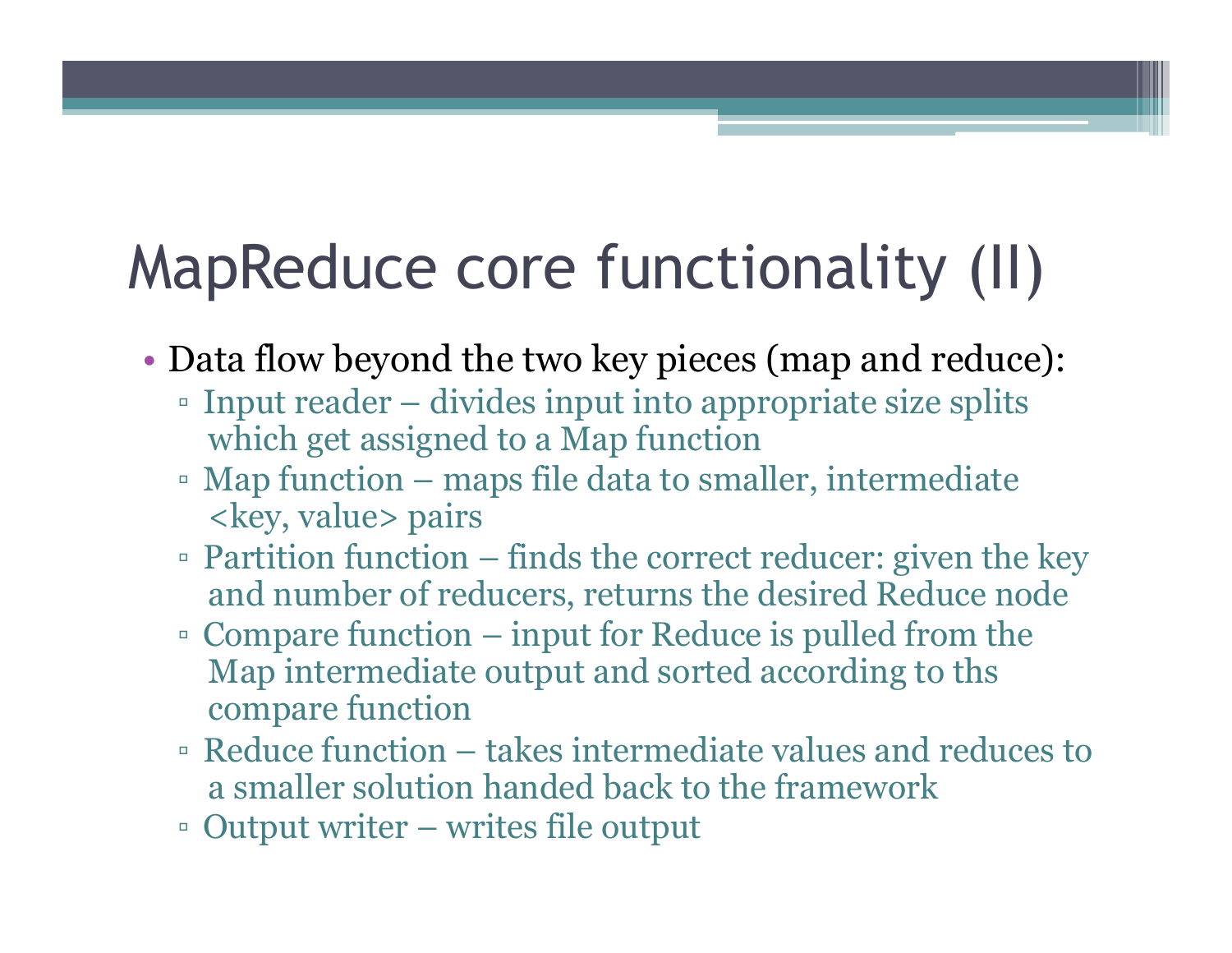# MapReduce core functionality (II)

- Data flow beyond the two key pieces (map and reduce):
  - Input reader – divides input into appropriate size splits which get assigned to a Map function
  - Map function – maps file data to smaller, intermediate <key, value> pairs
  - Partition function – finds the correct reducer: given the key and number of reducers, returns the desired Reduce node
  - Compare function – input for Reduce is pulled from the Map intermediate output and sorted according to ths compare function
  - Reduce function – takes intermediate values and reduces to a smaller solution handed back to the framework
  - Output writer – writes file output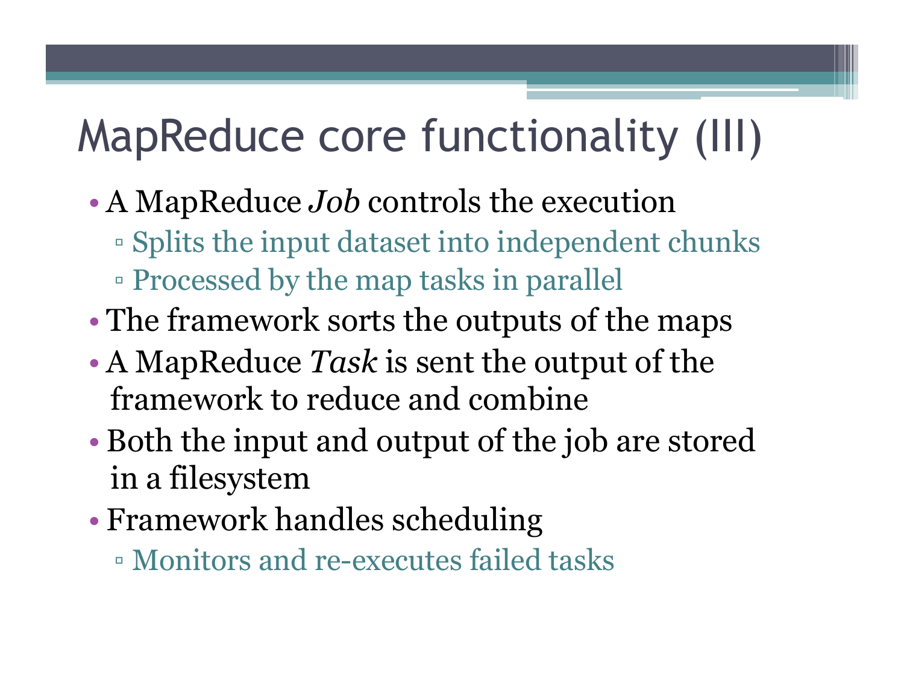# MapReduce core functionality (III)

- A MapReduce *Job* controls the execution
  - Splits the input dataset into independent chunks
  - Processed by the map tasks in parallel
- The framework sorts the outputs of the maps
- A MapReduce *Task* is sent the output of the framework to reduce and combine
- Both the input and output of the job are stored in a filesystem
- Framework handles scheduling
  - Monitors and re-executes failed tasks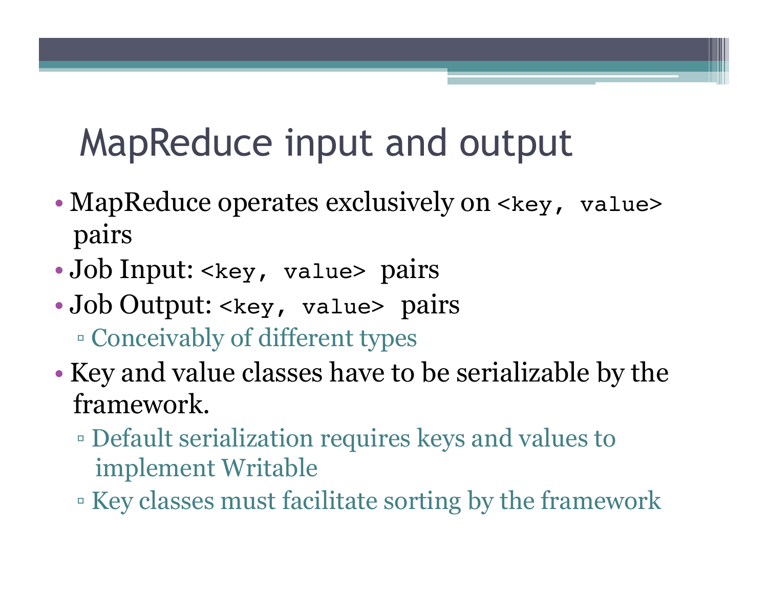# MapReduce input and output

- MapReduce operates exclusively on `<key, value>` pairs
- Job Input: `<key, value>` pairs
- Job Output: `<key, value>` pairs
  - Conceivably of different types
- Key and value classes have to be serializable by the framework.
  - Default serialization requires keys and values to implement Writable
  - Key classes must facilitate sorting by the framework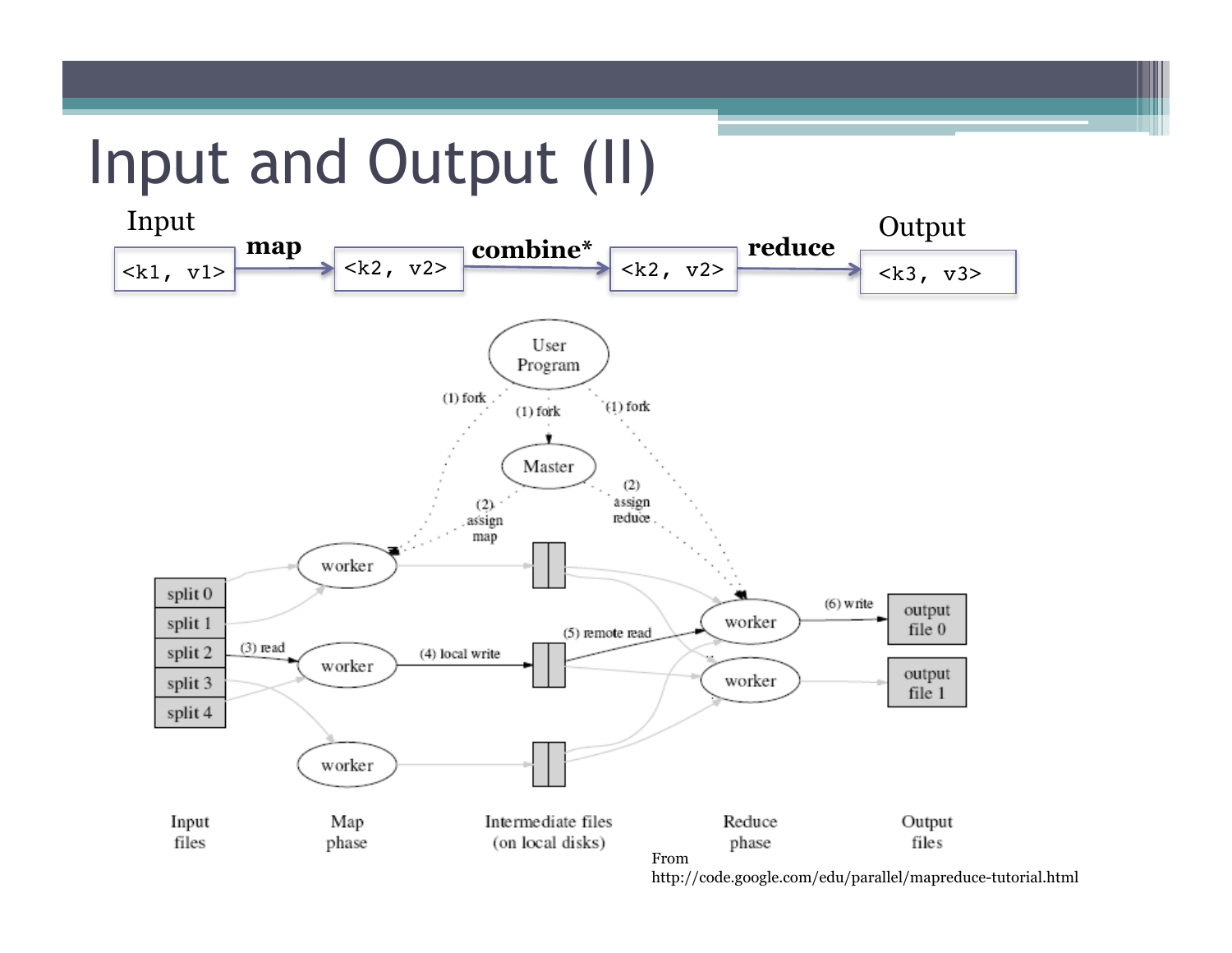# Input and Output (II)

Input → **map** → **combine*** → **reduce** → Output

`<k1, v1>` → `<k2, v2>` → `<k2, v2>` → `<k3, v3>`

User Program

(1) fork (1) fork (1) fork

Master

(2) assign map (2) assign reduce

split 0, split 1, split 2, split 3, split 4

(3) read → worker → (4) local write → (5) remote read → worker → (6) write → output file 0

worker, worker, worker, output file 1

Input files | Map phase | Intermediate files (on local disks) | Reduce phase | Output files

From http://code.google.com/edu/parallel/mapreduce-tutorial.html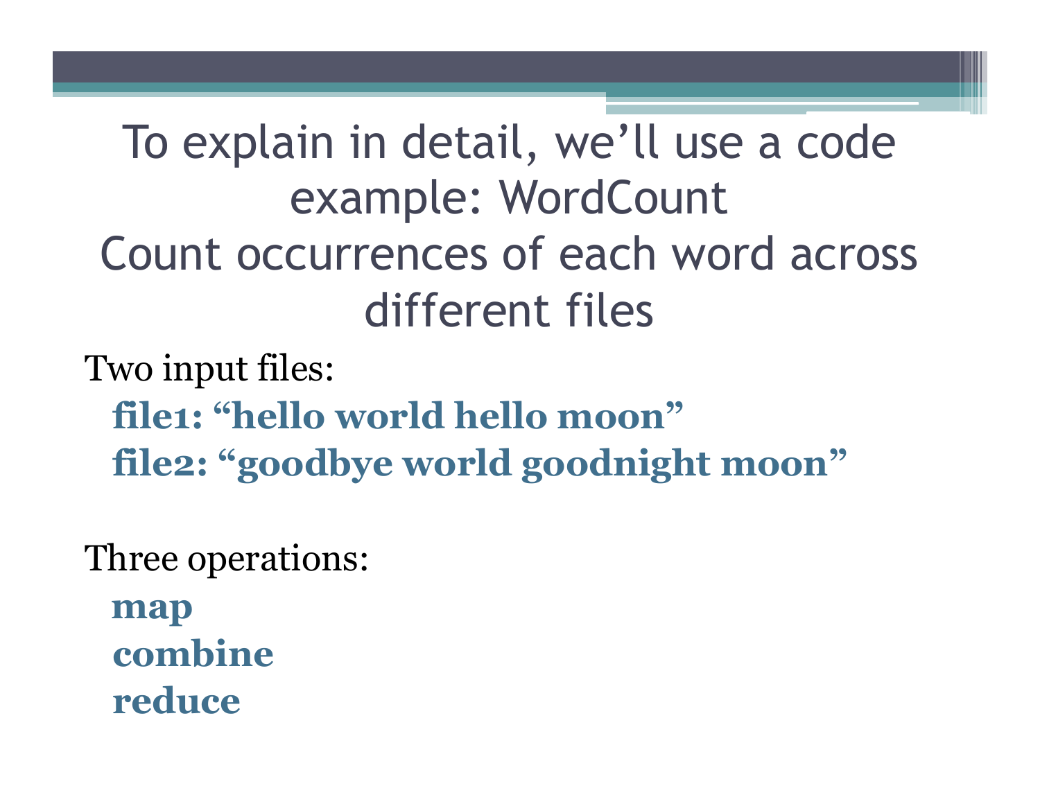# To explain in detail, we'll use a code example: WordCount
# Count occurrences of each word across different files

Two input files:

**file1: "hello world hello moon"**
**file2: "goodbye world goodnight moon"**

Three operations:

**map**
**combine**
**reduce**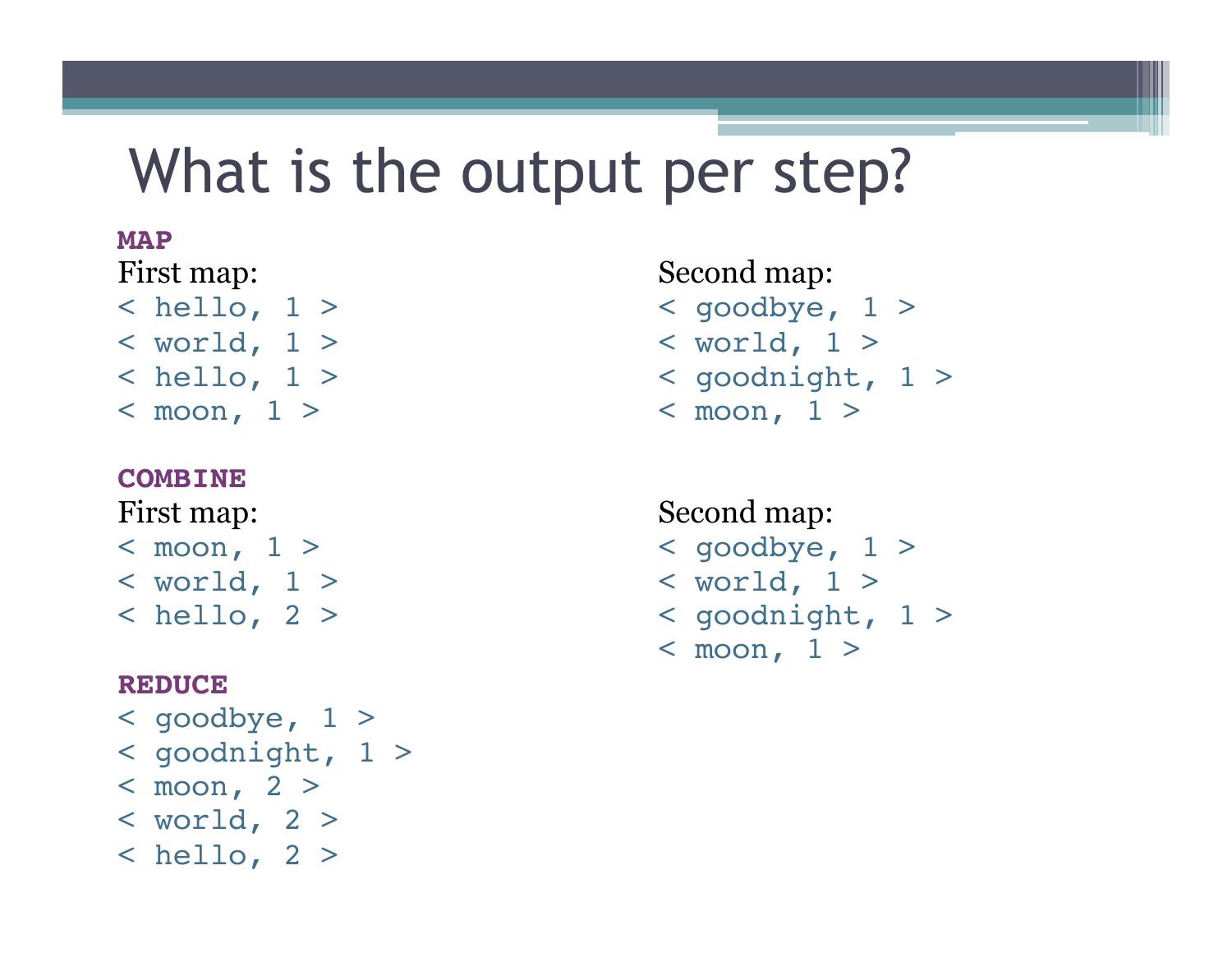# What is the output per step?

**MAP**

First map:

```
< hello, 1 >
< world, 1 >
< hello, 1 >
< moon, 1 >
```

Second map:

```
< goodbye, 1 >
< world, 1 >
< goodnight, 1 >
< moon, 1 >
```

**COMBINE**

First map:

```
< moon, 1 >
< world, 1 >
< hello, 2 >
```

Second map:

```
< goodbye, 1 >
< world, 1 >
< goodnight, 1 >
< moon, 1 >
```

**REDUCE**

```
< goodbye, 1 >
< goodnight, 1 >
< moon, 2 >
< world, 2 >
< hello, 2 >
```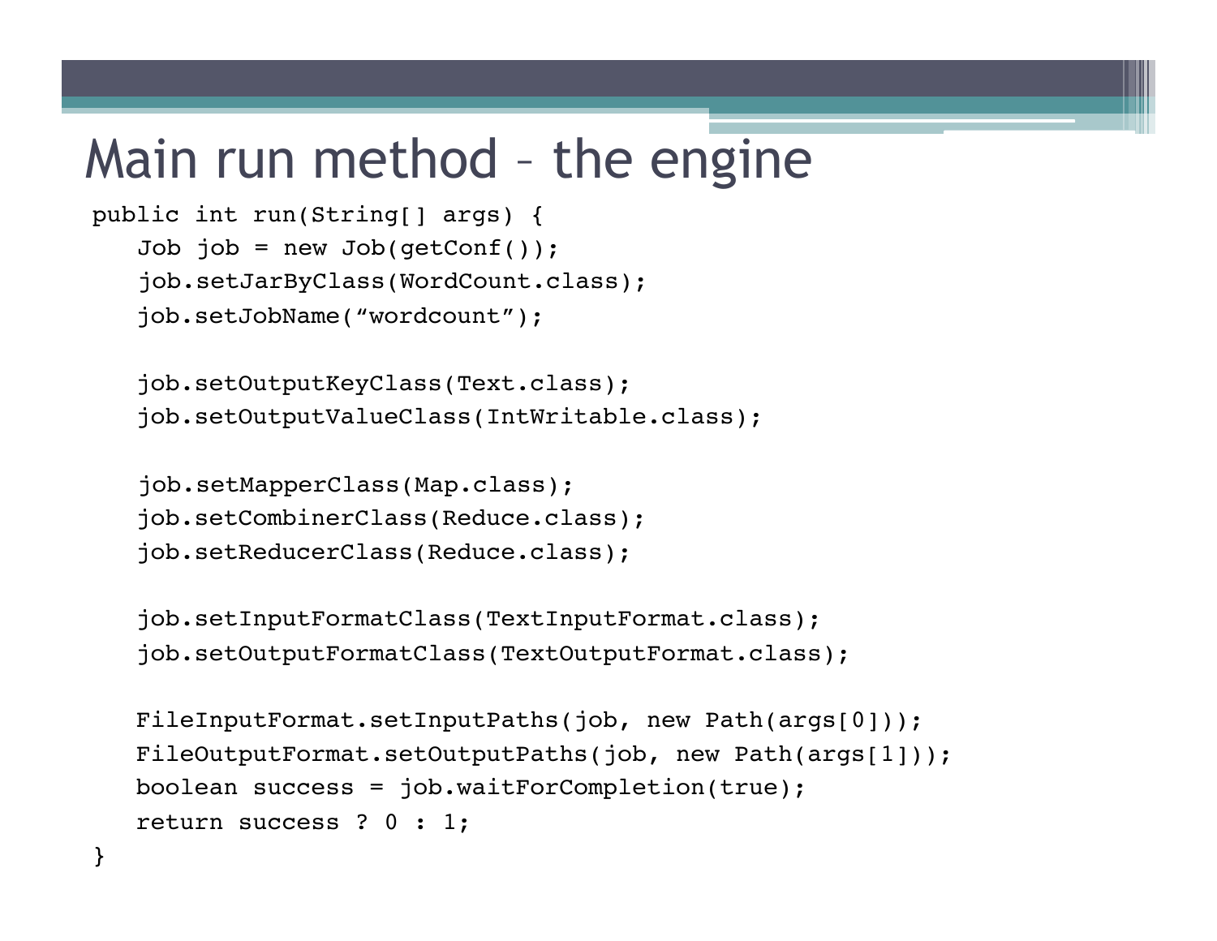# Main run method – the engine

```
public int run(String[] args) {
   Job job = new Job(getConf());
   job.setJarByClass(WordCount.class);
   job.setJobName("wordcount");

   job.setOutputKeyClass(Text.class);
   job.setOutputValueClass(IntWritable.class);

   job.setMapperClass(Map.class);
   job.setCombinerClass(Reduce.class);
   job.setReducerClass(Reduce.class);

   job.setInputFormatClass(TextInputFormat.class);
   job.setOutputFormatClass(TextOutputFormat.class);

   FileInputFormat.setInputPaths(job, new Path(args[0]));
   FileOutputFormat.setOutputPaths(job, new Path(args[1]));
   boolean success = job.waitForCompletion(true);
   return success ? 0 : 1;
}
```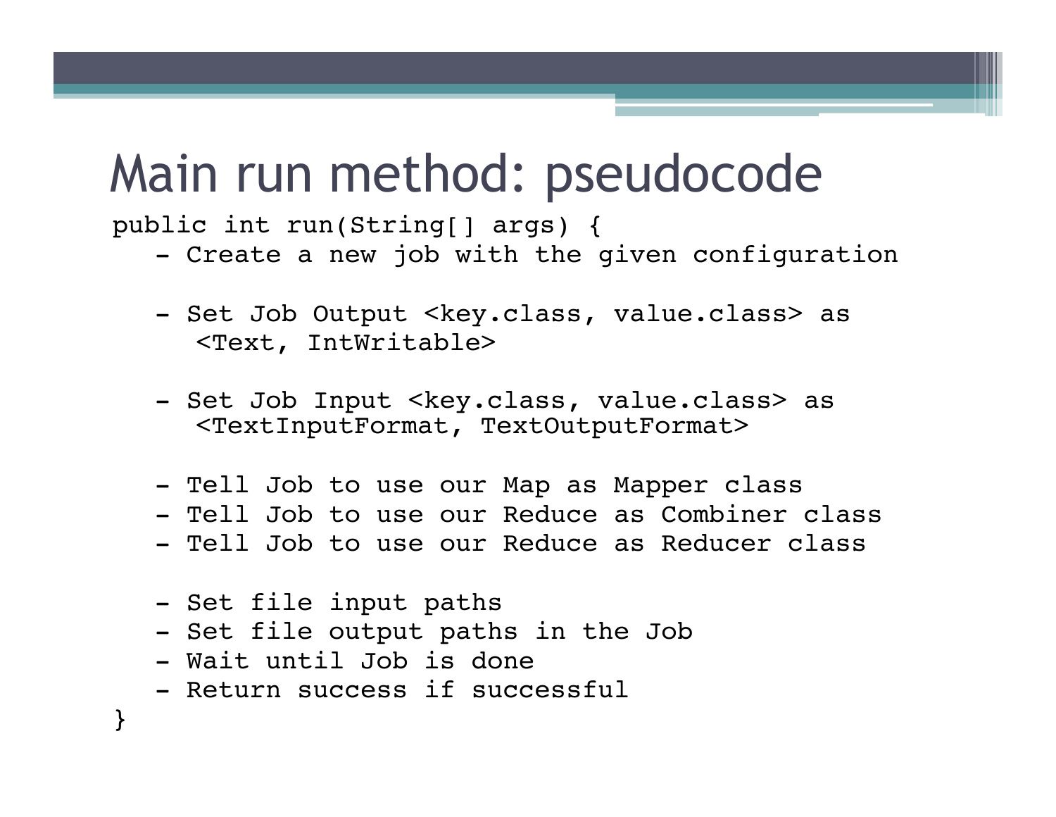# Main run method: pseudocode

```
public int run(String[] args) {
   - Create a new job with the given configuration

   - Set Job Output <key.class, value.class> as
     <Text, IntWritable>

   - Set Job Input <key.class, value.class> as
     <TextInputFormat, TextOutputFormat>

   - Tell Job to use our Map as Mapper class
   - Tell Job to use our Reduce as Combiner class
   - Tell Job to use our Reduce as Reducer class

   - Set file input paths
   - Set file output paths in the Job
   - Wait until Job is done
   - Return success if successful
}
```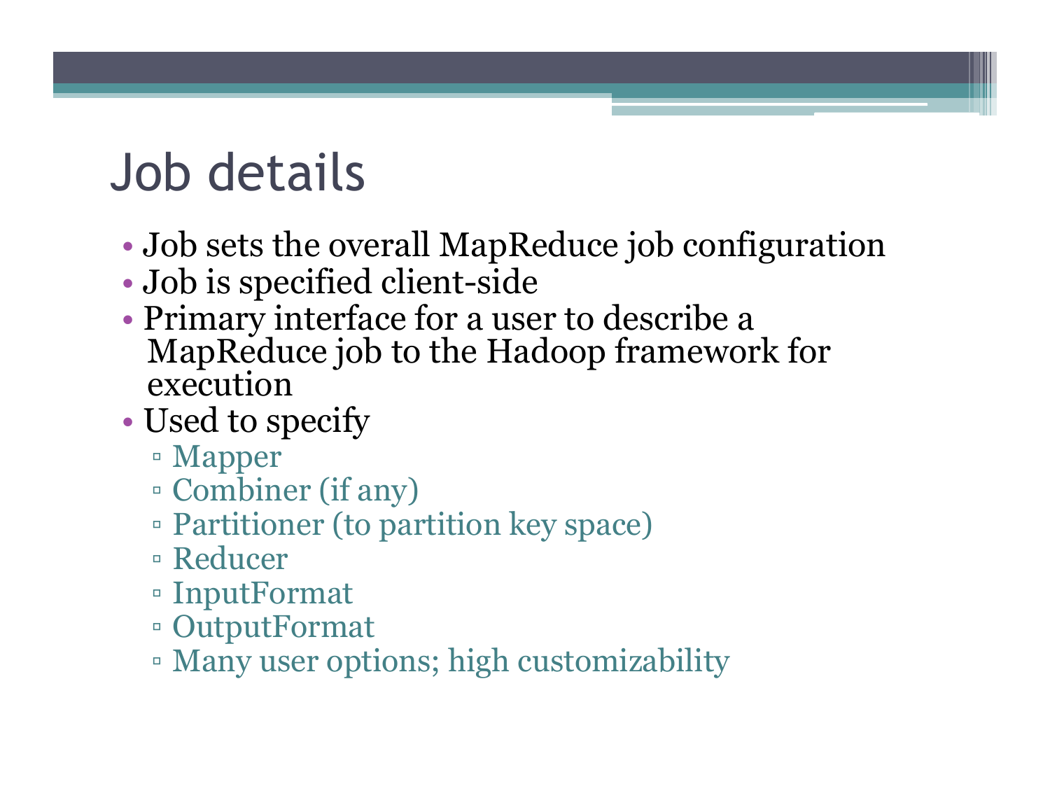# Job details

- Job sets the overall MapReduce job configuration
- Job is specified client-side
- Primary interface for a user to describe a MapReduce job to the Hadoop framework for execution
- Used to specify
  - Mapper
  - Combiner (if any)
  - Partitioner (to partition key space)
  - Reducer
  - InputFormat
  - OutputFormat
  - Many user options; high customizability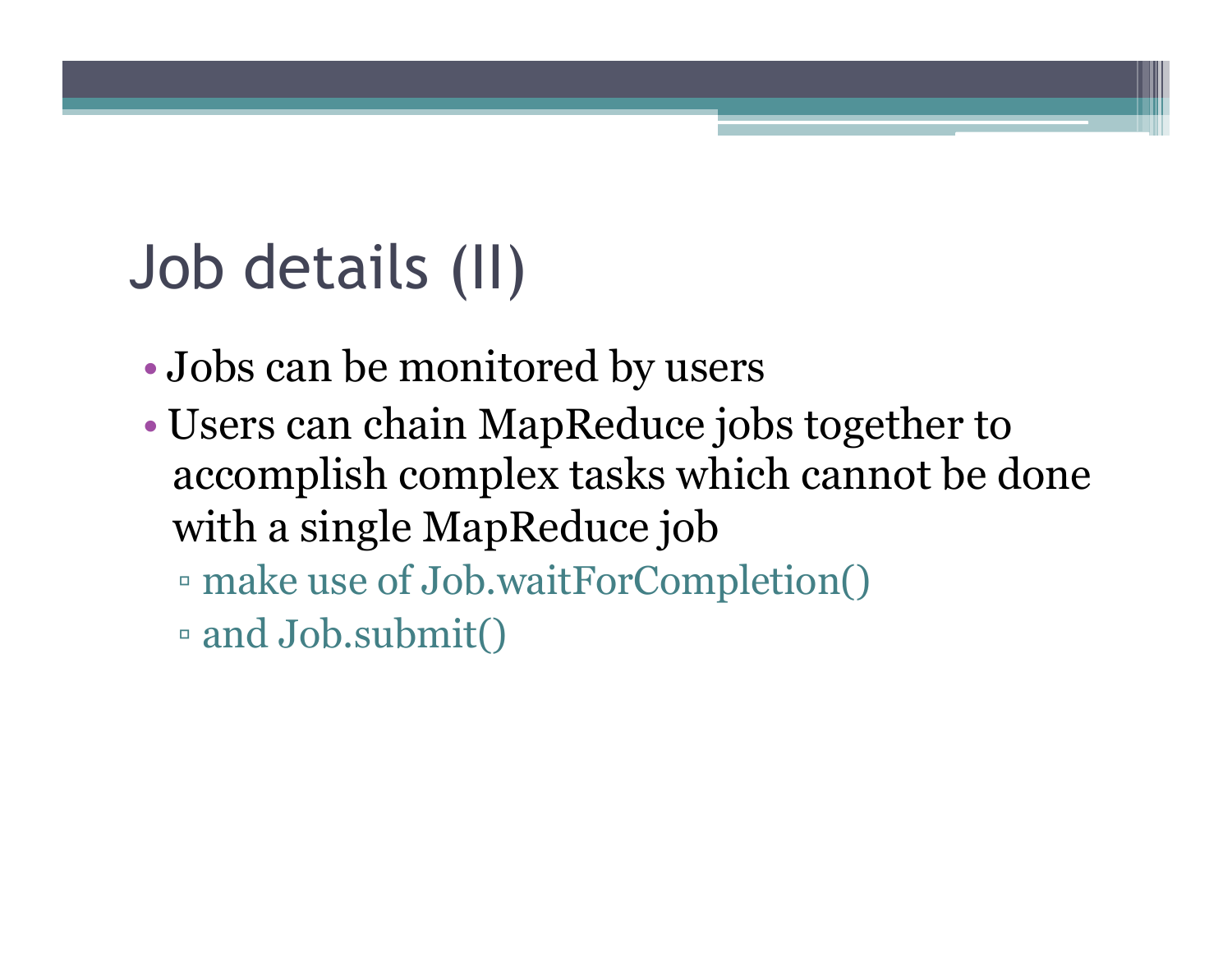# Job details (II)

- Jobs can be monitored by users
- Users can chain MapReduce jobs together to accomplish complex tasks which cannot be done with a single MapReduce job
  - make use of Job.waitForCompletion()
  - and Job.submit()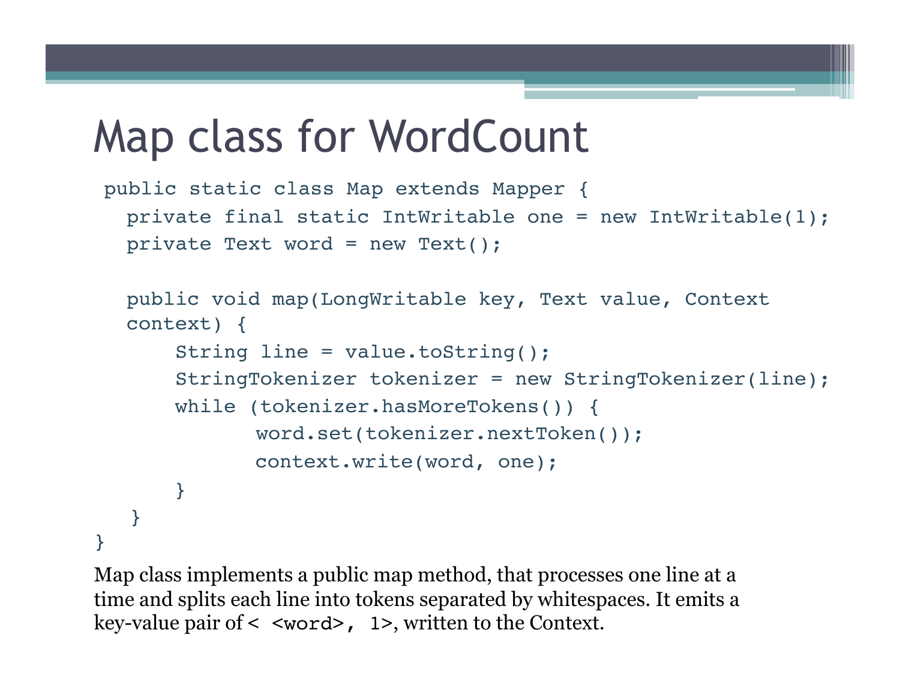# Map class for WordCount

```
public static class Map extends Mapper {
  private final static IntWritable one = new IntWritable(1);
  private Text word = new Text();

  public void map(LongWritable key, Text value, Context
  context) {
      String line = value.toString();
      StringTokenizer tokenizer = new StringTokenizer(line);
      while (tokenizer.hasMoreTokens()) {
             word.set(tokenizer.nextToken());
             context.write(word, one);
      }
   }
}
```

Map class implements a public map method, that processes one line at a time and splits each line into tokens separated by whitespaces. It emits a key-value pair of `< <word>, 1>`, written to the Context.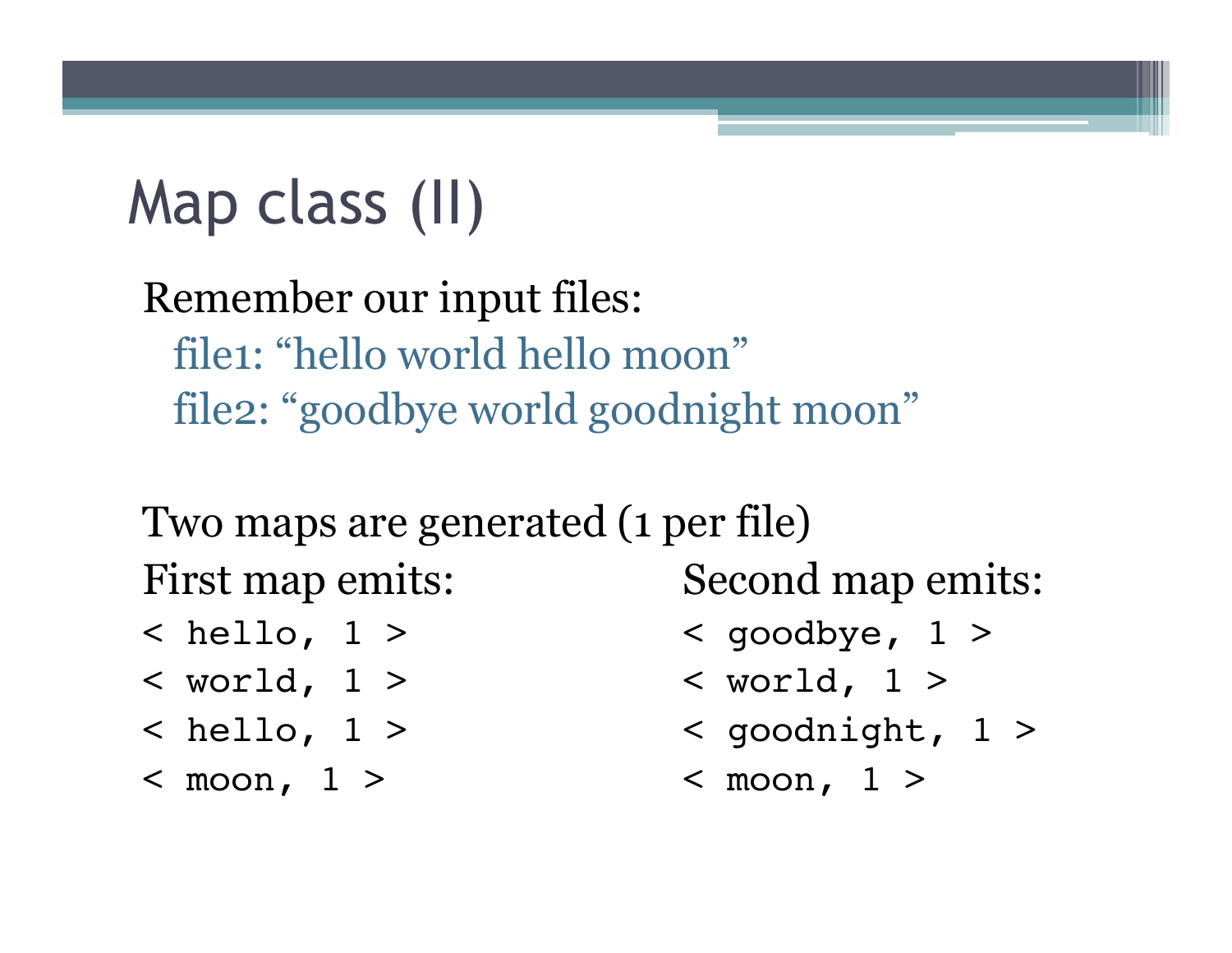# Map class (II)

Remember our input files:

file1: "hello world hello moon"

file2: "goodbye world goodnight moon"

Two maps are generated (1 per file)

First map emits:

```
< hello, 1 >
< world, 1 >
< hello, 1 >
< moon, 1 >
```

Second map emits:

```
< goodbye, 1 >
< world, 1 >
< goodnight, 1 >
< moon, 1 >
```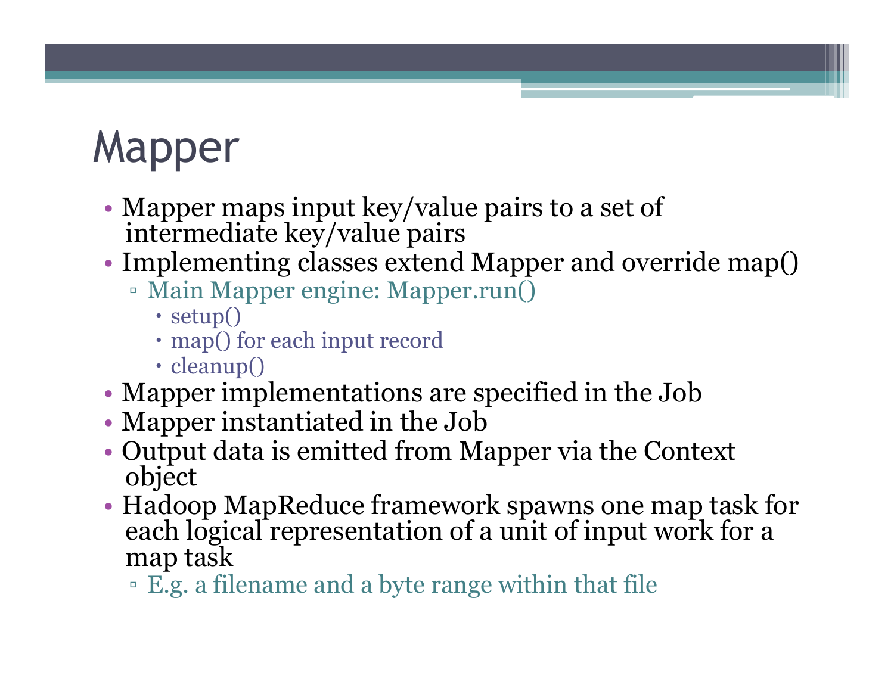# Mapper

- Mapper maps input key/value pairs to a set of intermediate key/value pairs
- Implementing classes extend Mapper and override map()
  - Main Mapper engine: Mapper.run()
    - setup()
    - map() for each input record
    - cleanup()
- Mapper implementations are specified in the Job
- Mapper instantiated in the Job
- Output data is emitted from Mapper via the Context object
- Hadoop MapReduce framework spawns one map task for each logical representation of a unit of input work for a map task
  - E.g. a filename and a byte range within that file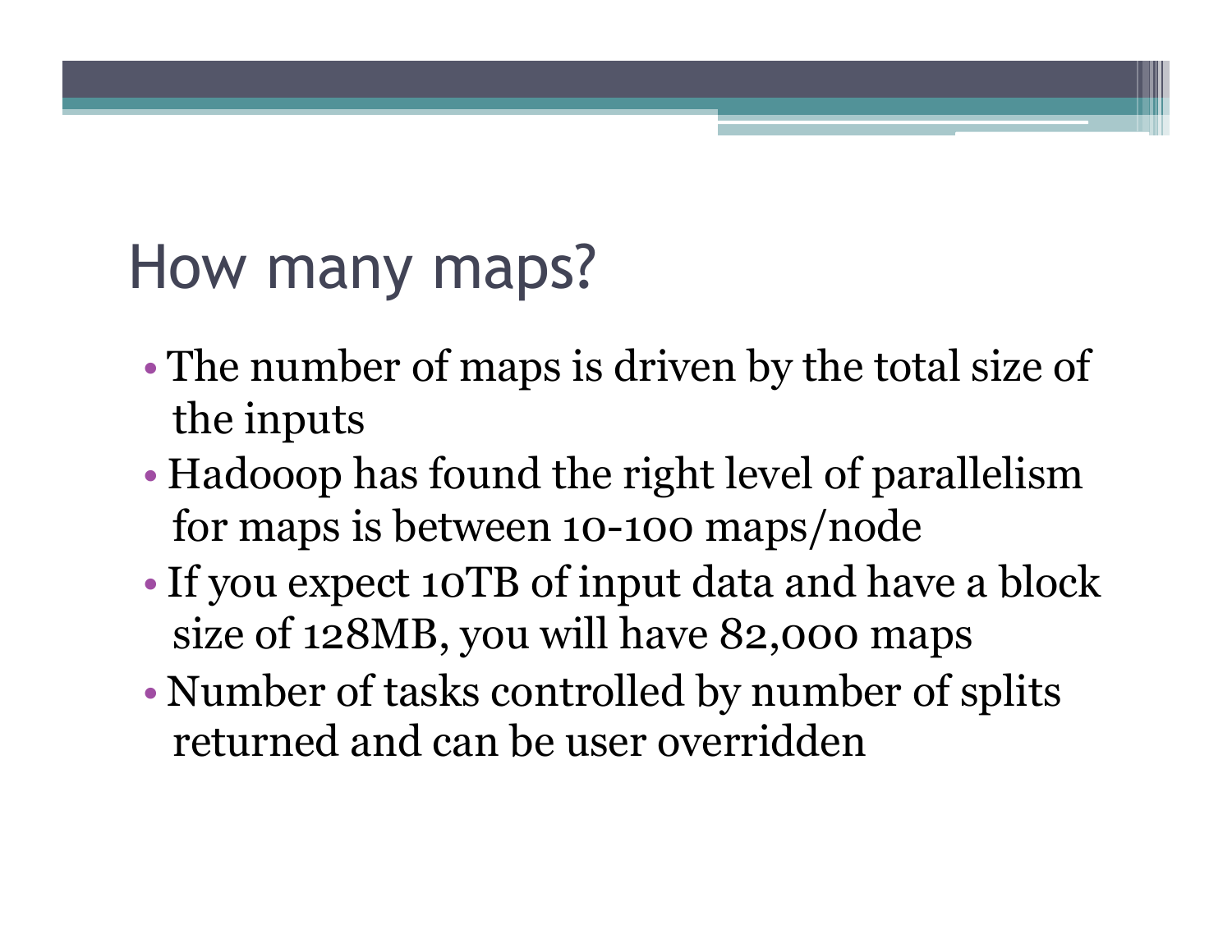# How many maps?

- The number of maps is driven by the total size of the inputs
- Hadooop has found the right level of parallelism for maps is between 10-100 maps/node
- If you expect 10TB of input data and have a block size of 128MB, you will have 82,000 maps
- Number of tasks controlled by number of splits returned and can be user overridden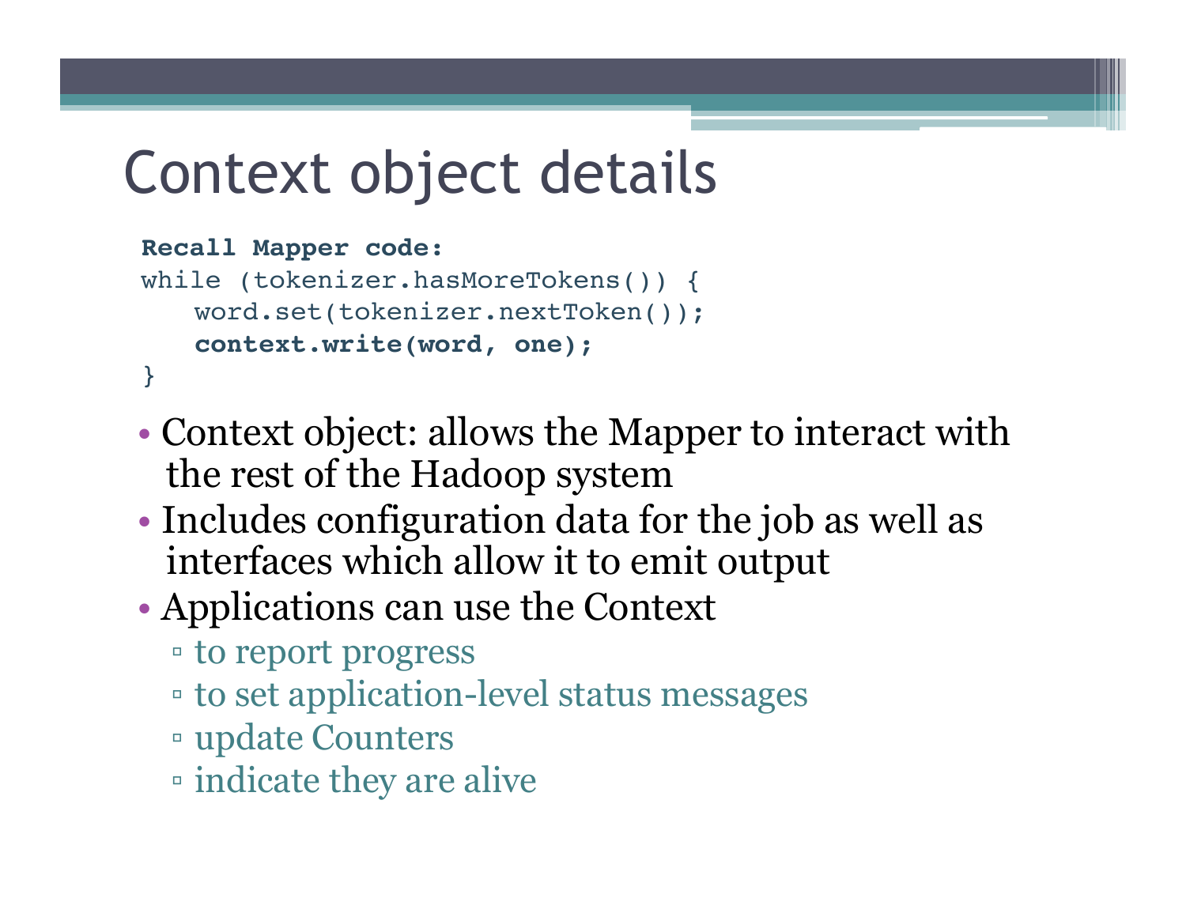# Context object details

**Recall Mapper code:**

```
while (tokenizer.hasMoreTokens()) {
    word.set(tokenizer.nextToken());
    context.write(word, one);
}
```

- Context object: allows the Mapper to interact with the rest of the Hadoop system
- Includes configuration data for the job as well as interfaces which allow it to emit output
- Applications can use the Context
  - to report progress
  - to set application-level status messages
  - update Counters
  - indicate they are alive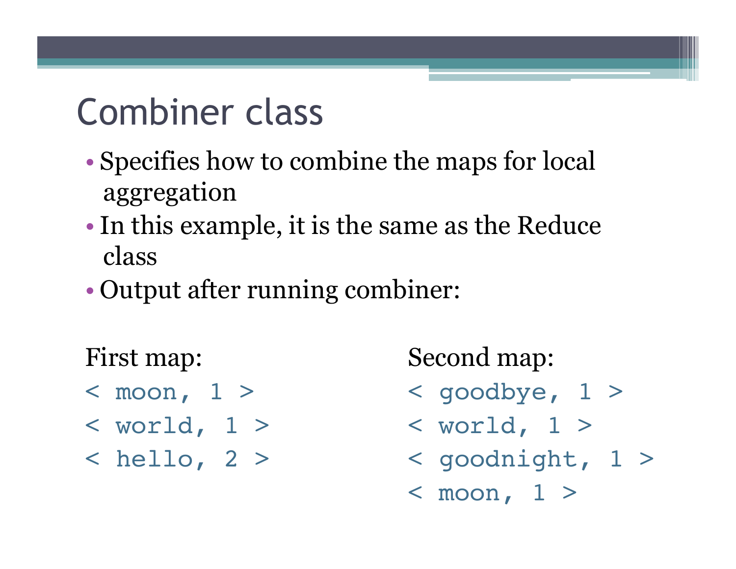# Combiner class

- Specifies how to combine the maps for local aggregation
- In this example, it is the same as the Reduce class
- Output after running combiner:

First map:

```
< moon, 1 >
< world, 1 >
< hello, 2 >
```

Second map:

```
< goodbye, 1 >
< world, 1 >
< goodnight, 1 >
< moon, 1 >
```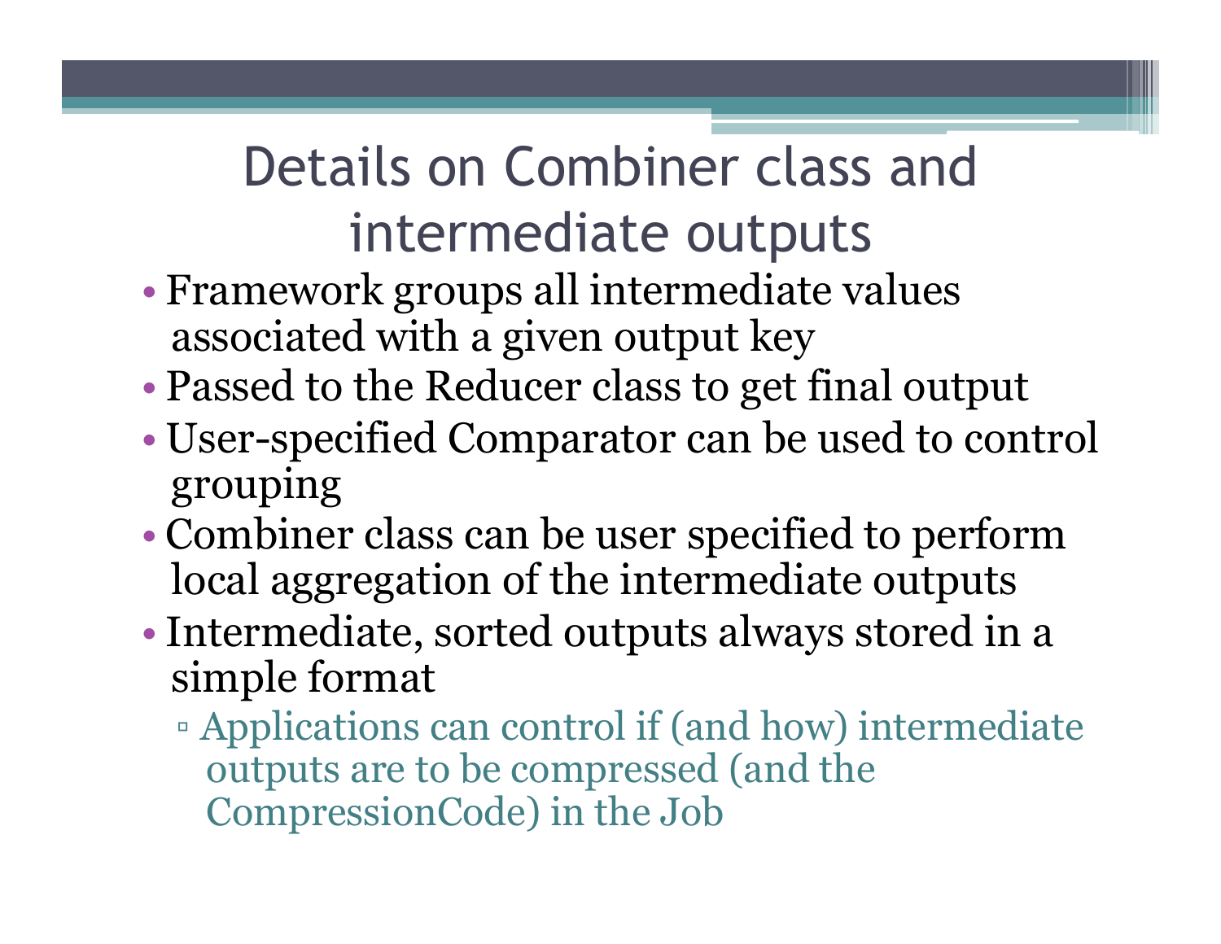# Details on Combiner class and intermediate outputs

- Framework groups all intermediate values associated with a given output key
- Passed to the Reducer class to get final output
- User-specified Comparator can be used to control grouping
- Combiner class can be user specified to perform local aggregation of the intermediate outputs
- Intermediate, sorted outputs always stored in a simple format
  - Applications can control if (and how) intermediate outputs are to be compressed (and the CompressionCode) in the Job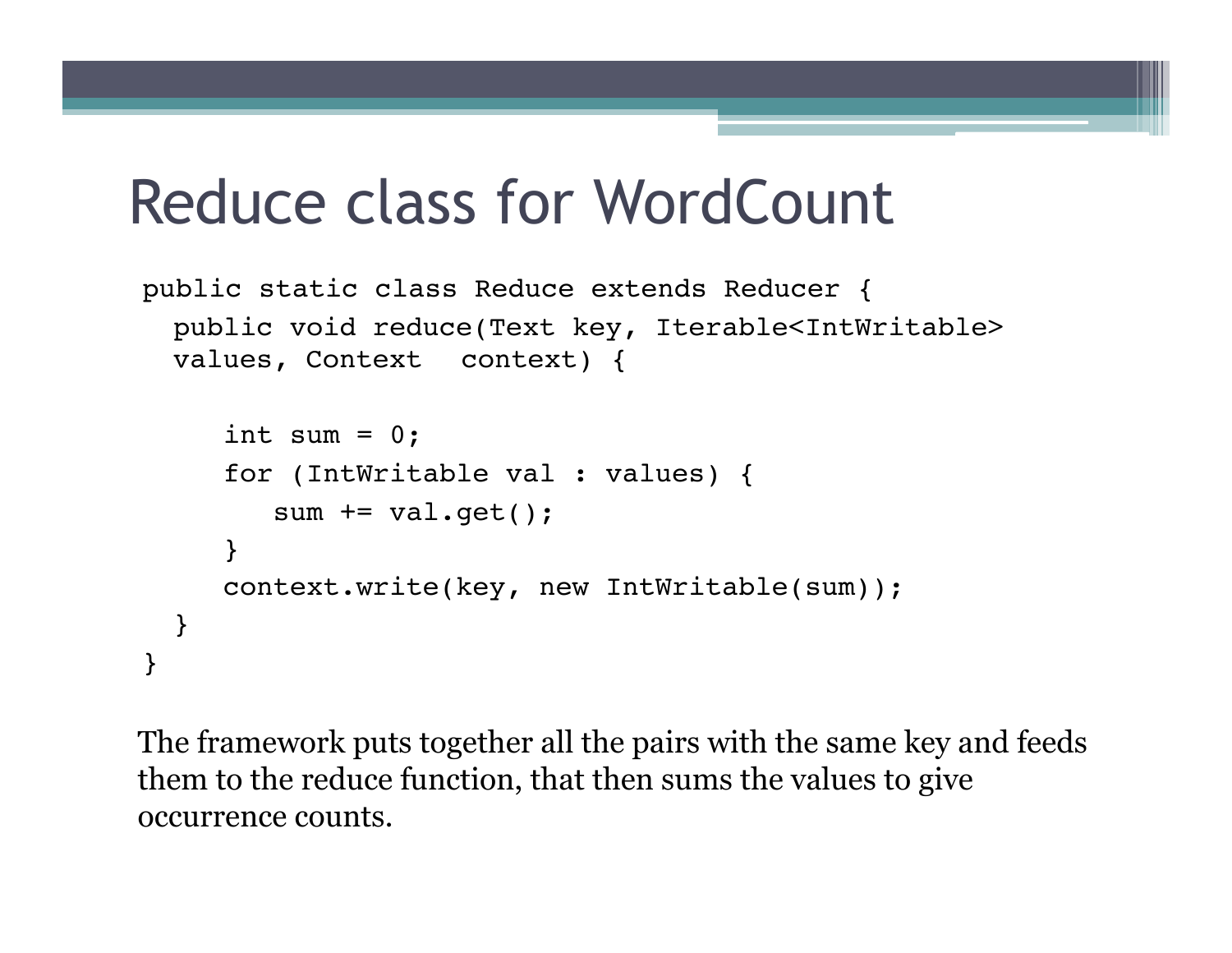# Reduce class for WordCount

```
public static class Reduce extends Reducer {
  public void reduce(Text key, Iterable<IntWritable>
  values, Context  context) {

     int sum = 0;
     for (IntWritable val : values) {
        sum += val.get();
     }
     context.write(key, new IntWritable(sum));
  }
}
```

The framework puts together all the pairs with the same key and feeds them to the reduce function, that then sums the values to give occurrence counts.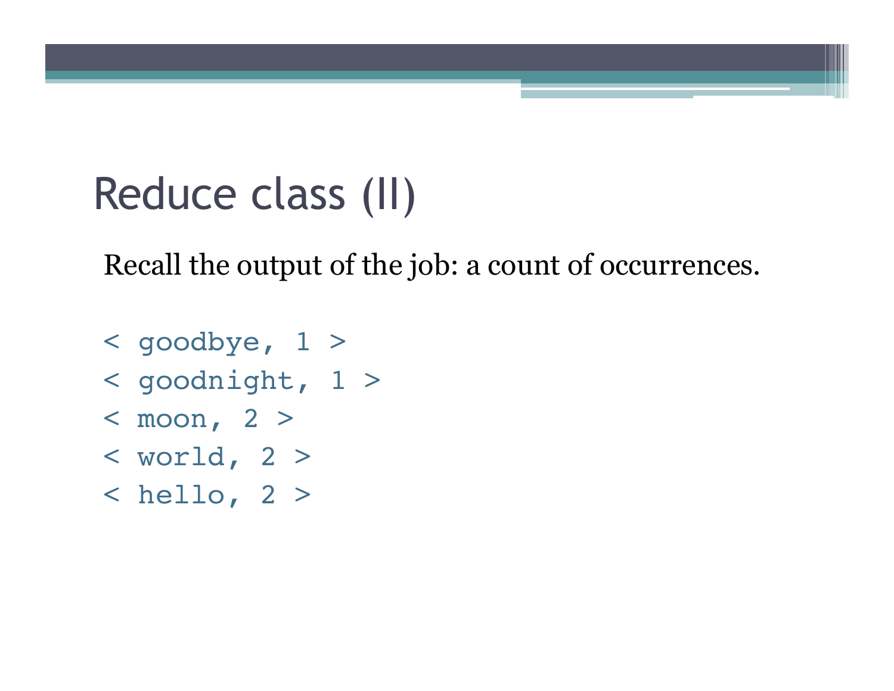# Reduce class (II)

Recall the output of the job: a count of occurrences.

```
< goodbye, 1 >
< goodnight, 1 >
< moon, 2 >
< world, 2 >
< hello, 2 >
```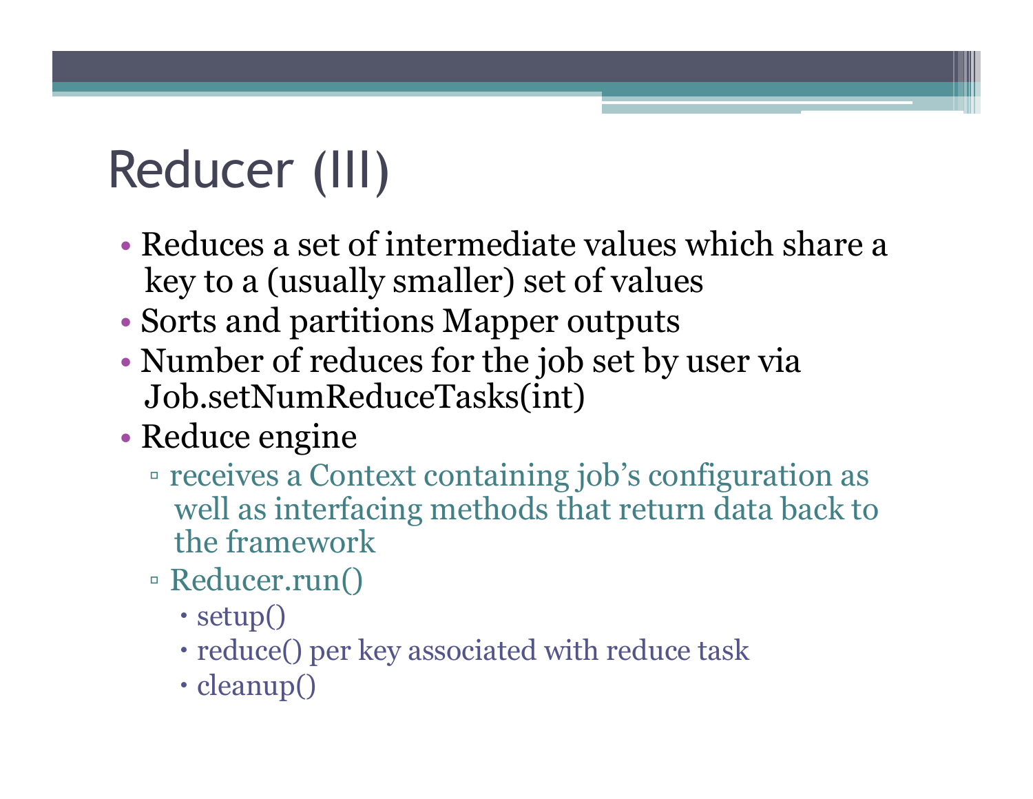# Reducer (III)

- Reduces a set of intermediate values which share a key to a (usually smaller) set of values
- Sorts and partitions Mapper outputs
- Number of reduces for the job set by user via Job.setNumReduceTasks(int)
- Reduce engine
  - receives a Context containing job's configuration as well as interfacing methods that return data back to the framework
  - Reducer.run()
    - setup()
    - reduce() per key associated with reduce task
    - cleanup()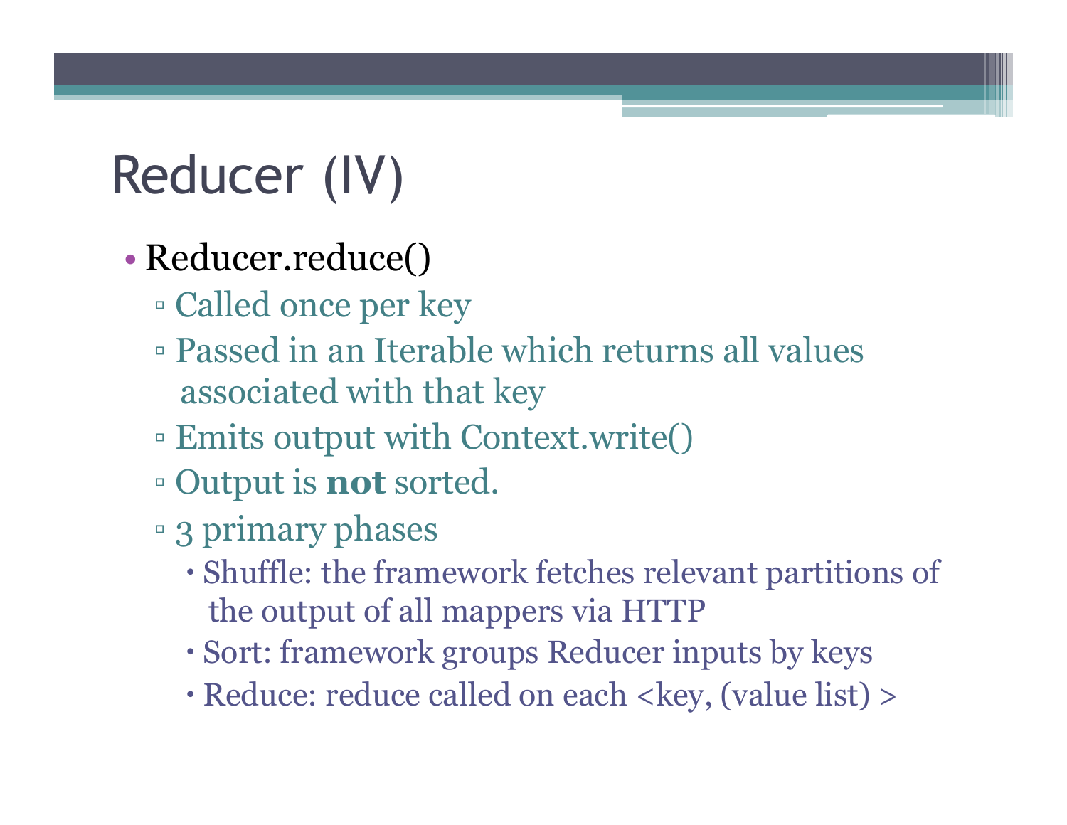# Reducer (IV)

- Reducer.reduce()
  - Called once per key
  - Passed in an Iterable which returns all values associated with that key
  - Emits output with Context.write()
  - Output is **not** sorted.
  - 3 primary phases
    - Shuffle: the framework fetches relevant partitions of the output of all mappers via HTTP
    - Sort: framework groups Reducer inputs by keys
    - Reduce: reduce called on each <key, (value list) >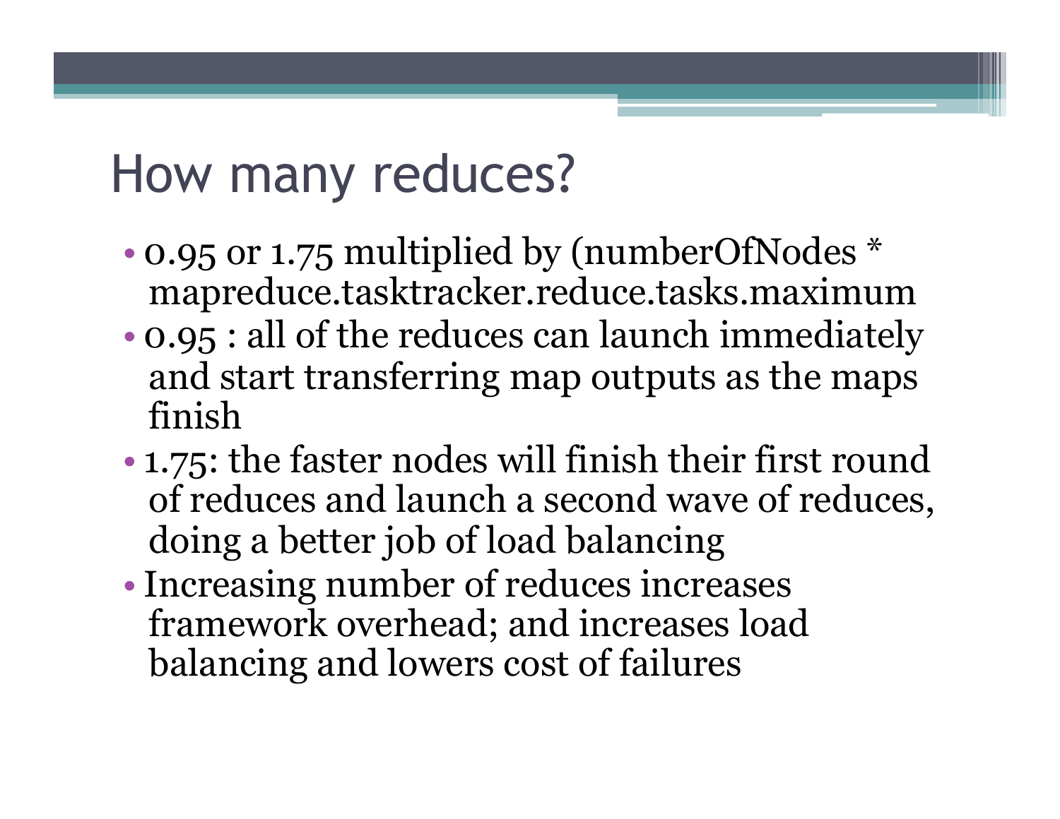# How many reduces?

- 0.95 or 1.75 multiplied by (numberOfNodes * mapreduce.tasktracker.reduce.tasks.maximum
- 0.95 : all of the reduces can launch immediately and start transferring map outputs as the maps finish
- 1.75: the faster nodes will finish their first round of reduces and launch a second wave of reduces, doing a better job of load balancing
- Increasing number of reduces increases framework overhead; and increases load balancing and lowers cost of failures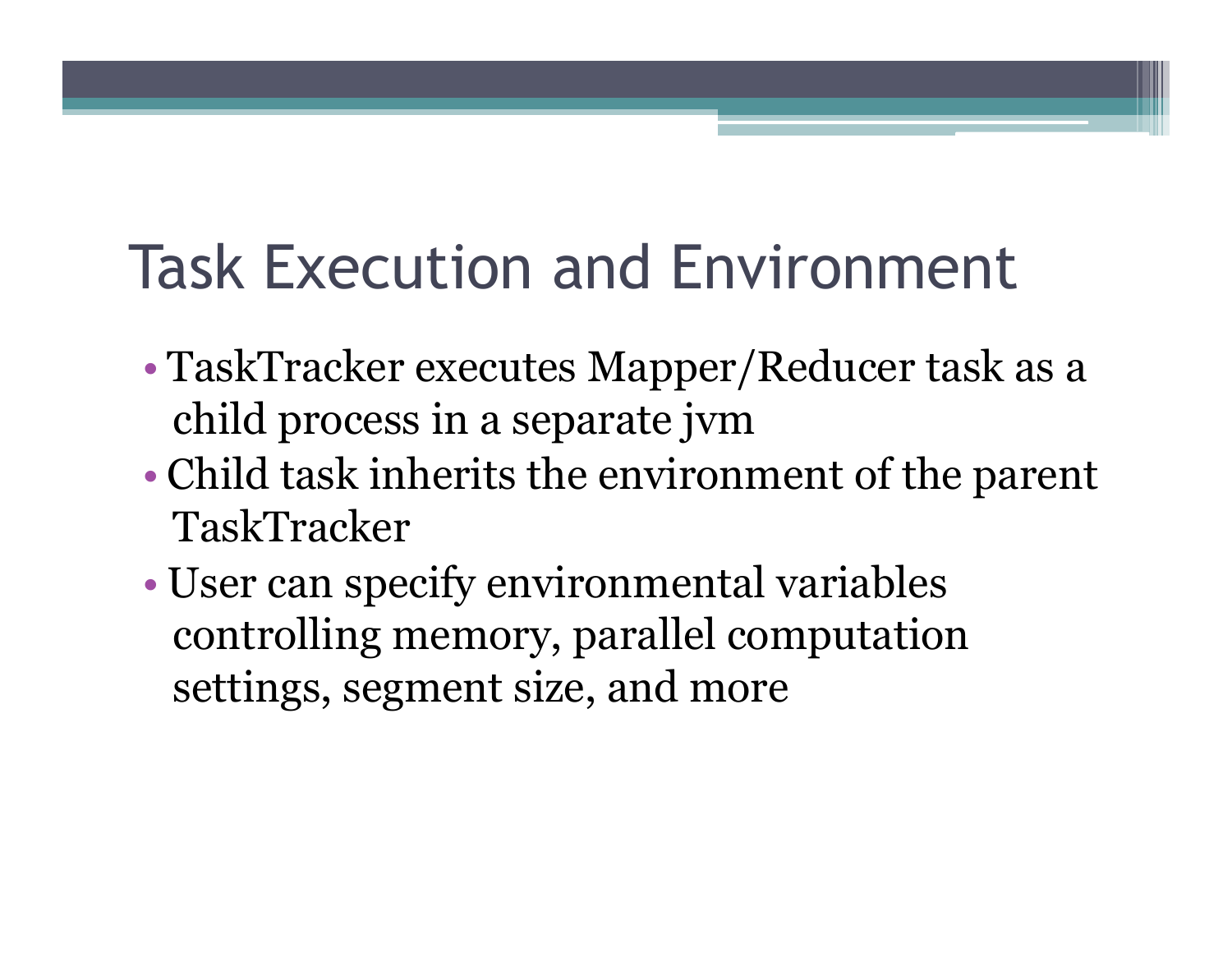# Task Execution and Environment

- TaskTracker executes Mapper/Reducer task as a child process in a separate jvm
- Child task inherits the environment of the parent TaskTracker
- User can specify environmental variables controlling memory, parallel computation settings, segment size, and more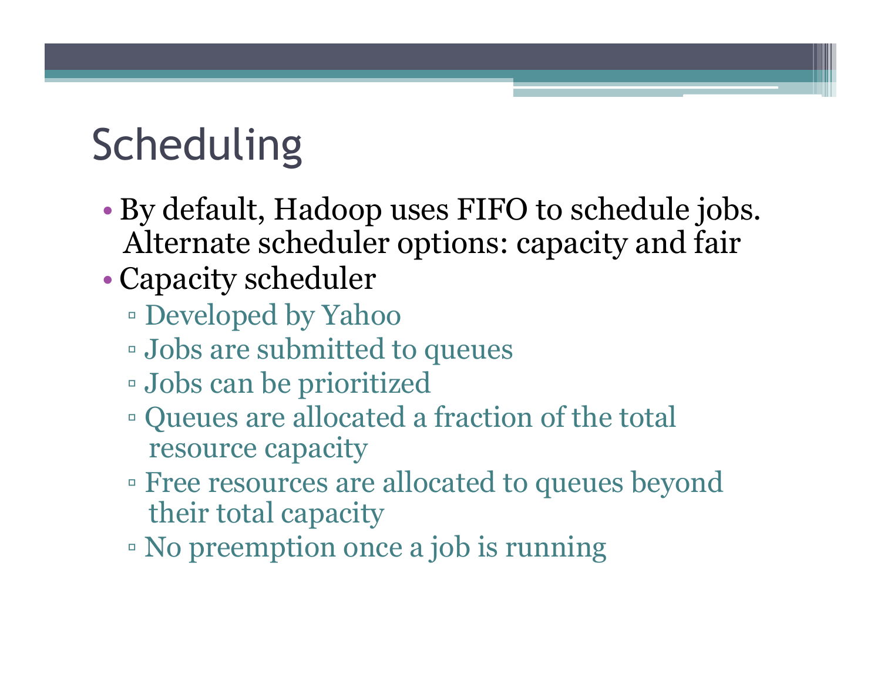# Scheduling

- By default, Hadoop uses FIFO to schedule jobs. Alternate scheduler options: capacity and fair
- Capacity scheduler
  - Developed by Yahoo
  - Jobs are submitted to queues
  - Jobs can be prioritized
  - Queues are allocated a fraction of the total resource capacity
  - Free resources are allocated to queues beyond their total capacity
  - No preemption once a job is running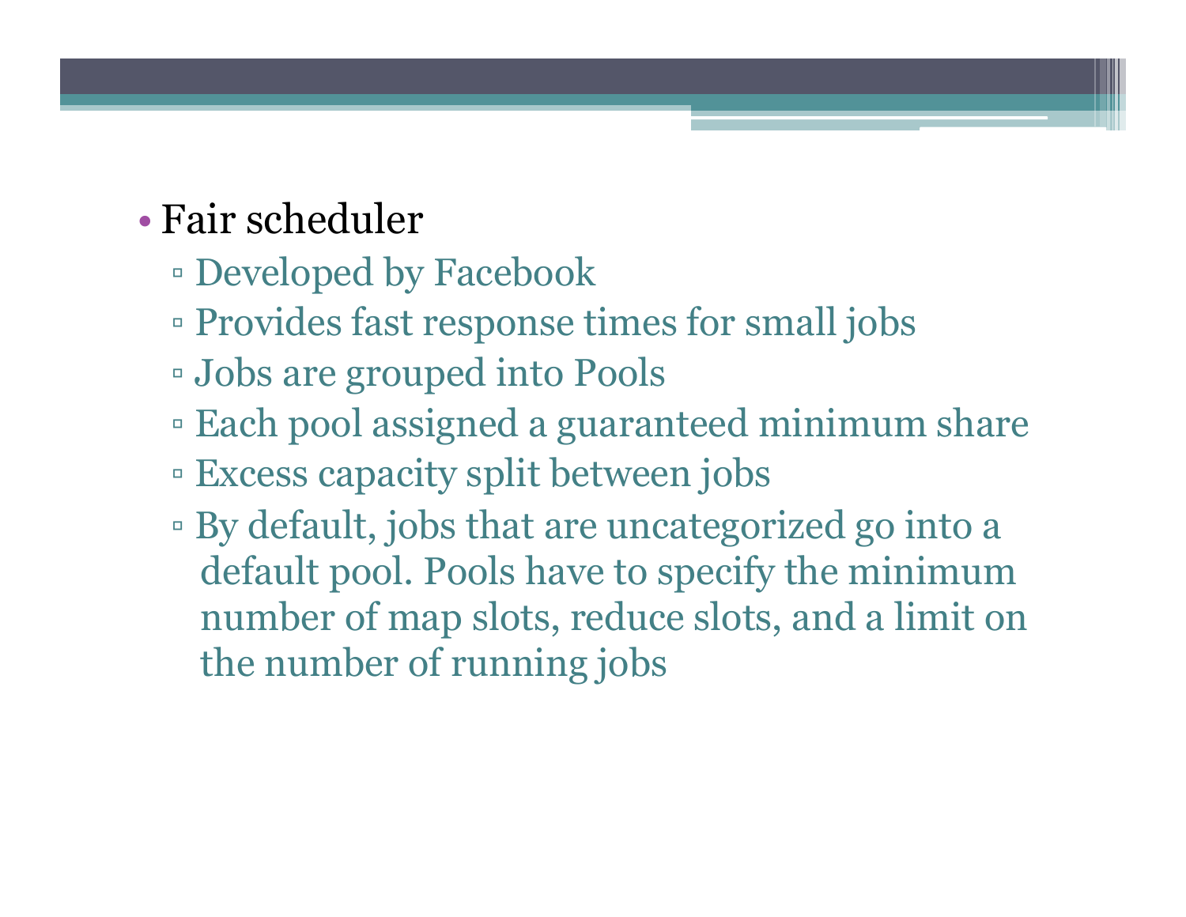- Fair scheduler
  - Developed by Facebook
  - Provides fast response times for small jobs
  - Jobs are grouped into Pools
  - Each pool assigned a guaranteed minimum share
  - Excess capacity split between jobs
  - By default, jobs that are uncategorized go into a default pool. Pools have to specify the minimum number of map slots, reduce slots, and a limit on the number of running jobs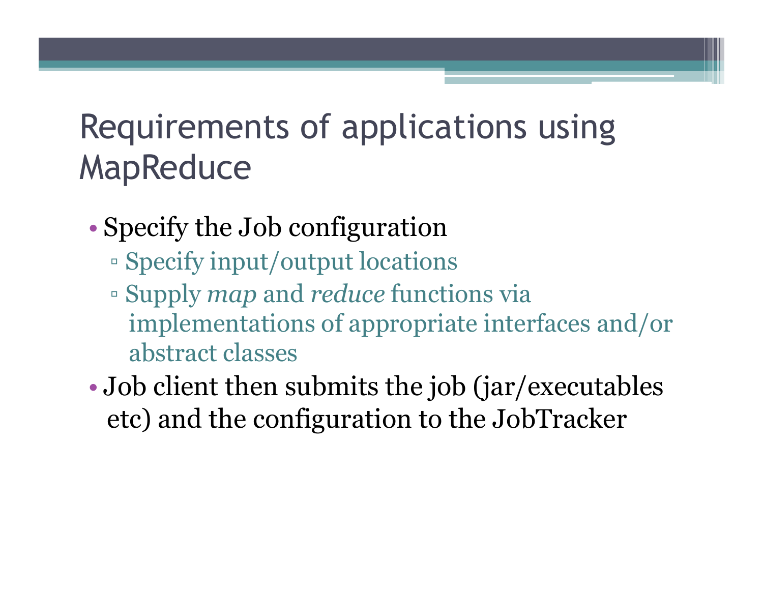# Requirements of applications using MapReduce

- Specify the Job configuration
  - Specify input/output locations
  - Supply *map* and *reduce* functions via implementations of appropriate interfaces and/or abstract classes
- Job client then submits the job (jar/executables etc) and the configuration to the JobTracker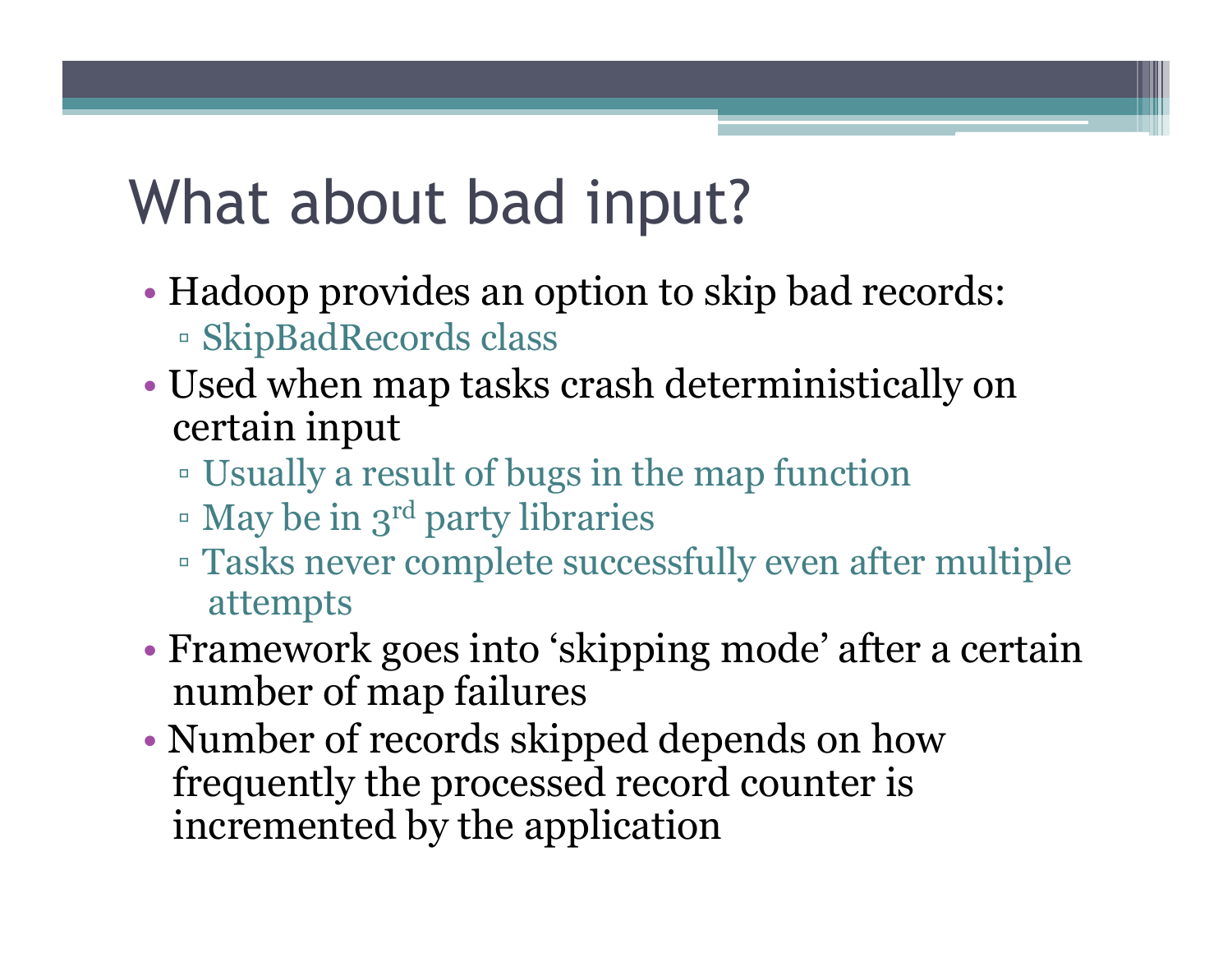# What about bad input?

- Hadoop provides an option to skip bad records:
  - SkipBadRecords class
- Used when map tasks crash deterministically on certain input
  - Usually a result of bugs in the map function
  - May be in 3rd party libraries
  - Tasks never complete successfully even after multiple attempts
- Framework goes into 'skipping mode' after a certain number of map failures
- Number of records skipped depends on how frequently the processed record counter is incremented by the application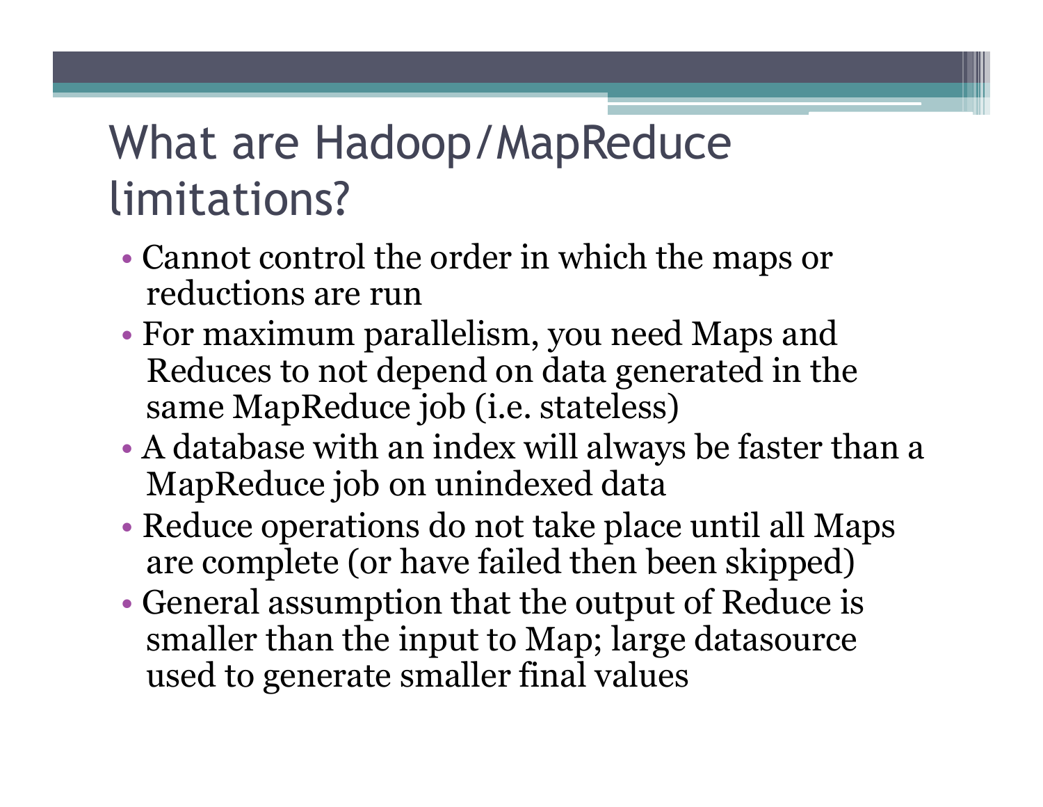# What are Hadoop/MapReduce limitations?

- Cannot control the order in which the maps or reductions are run
- For maximum parallelism, you need Maps and Reduces to not depend on data generated in the same MapReduce job (i.e. stateless)
- A database with an index will always be faster than a MapReduce job on unindexed data
- Reduce operations do not take place until all Maps are complete (or have failed then been skipped)
- General assumption that the output of Reduce is smaller than the input to Map; large datasource used to generate smaller final values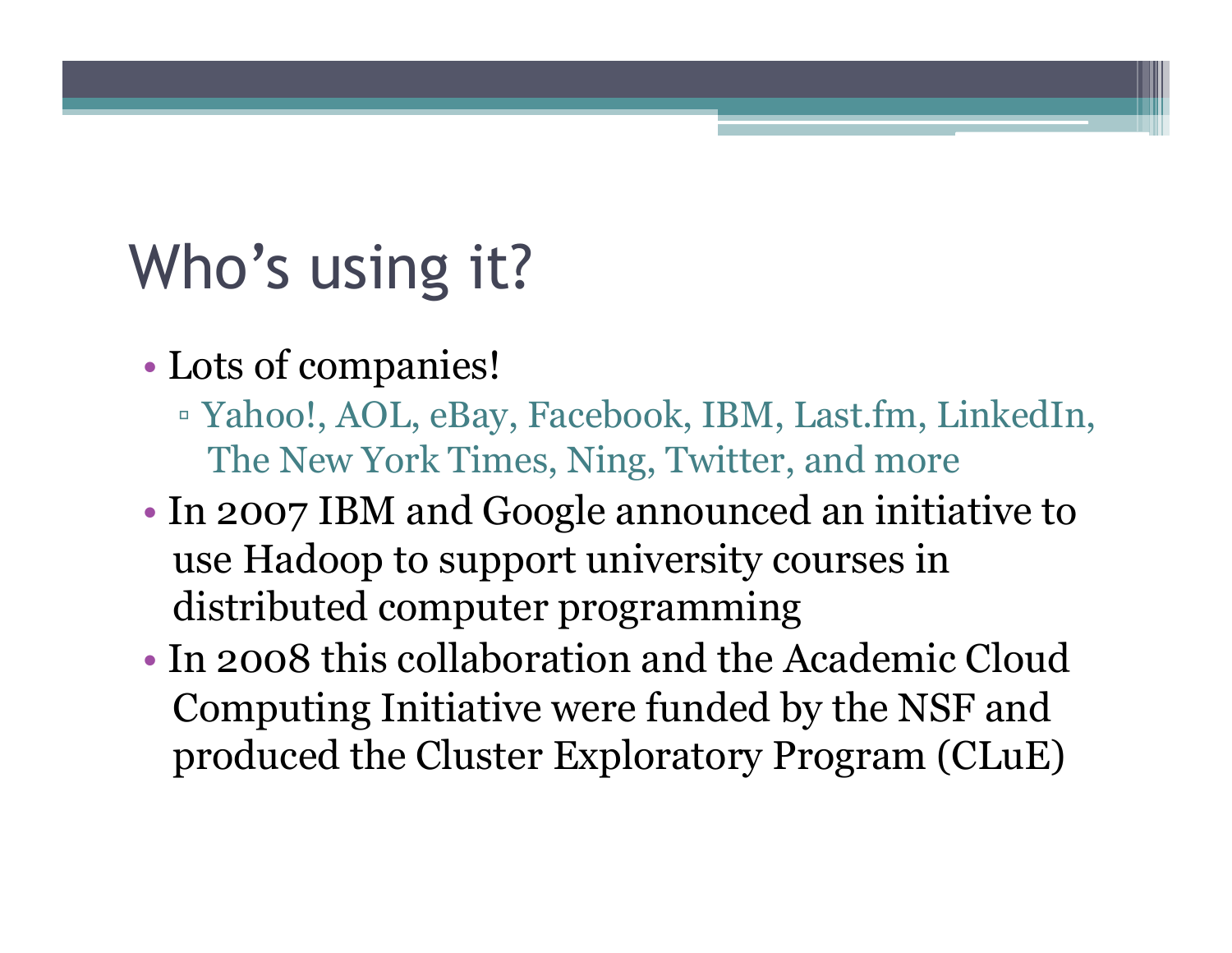# Who's using it?

- Lots of companies!
  - Yahoo!, AOL, eBay, Facebook, IBM, Last.fm, LinkedIn, The New York Times, Ning, Twitter, and more
- In 2007 IBM and Google announced an initiative to use Hadoop to support university courses in distributed computer programming
- In 2008 this collaboration and the Academic Cloud Computing Initiative were funded by the NSF and produced the Cluster Exploratory Program (CLuE)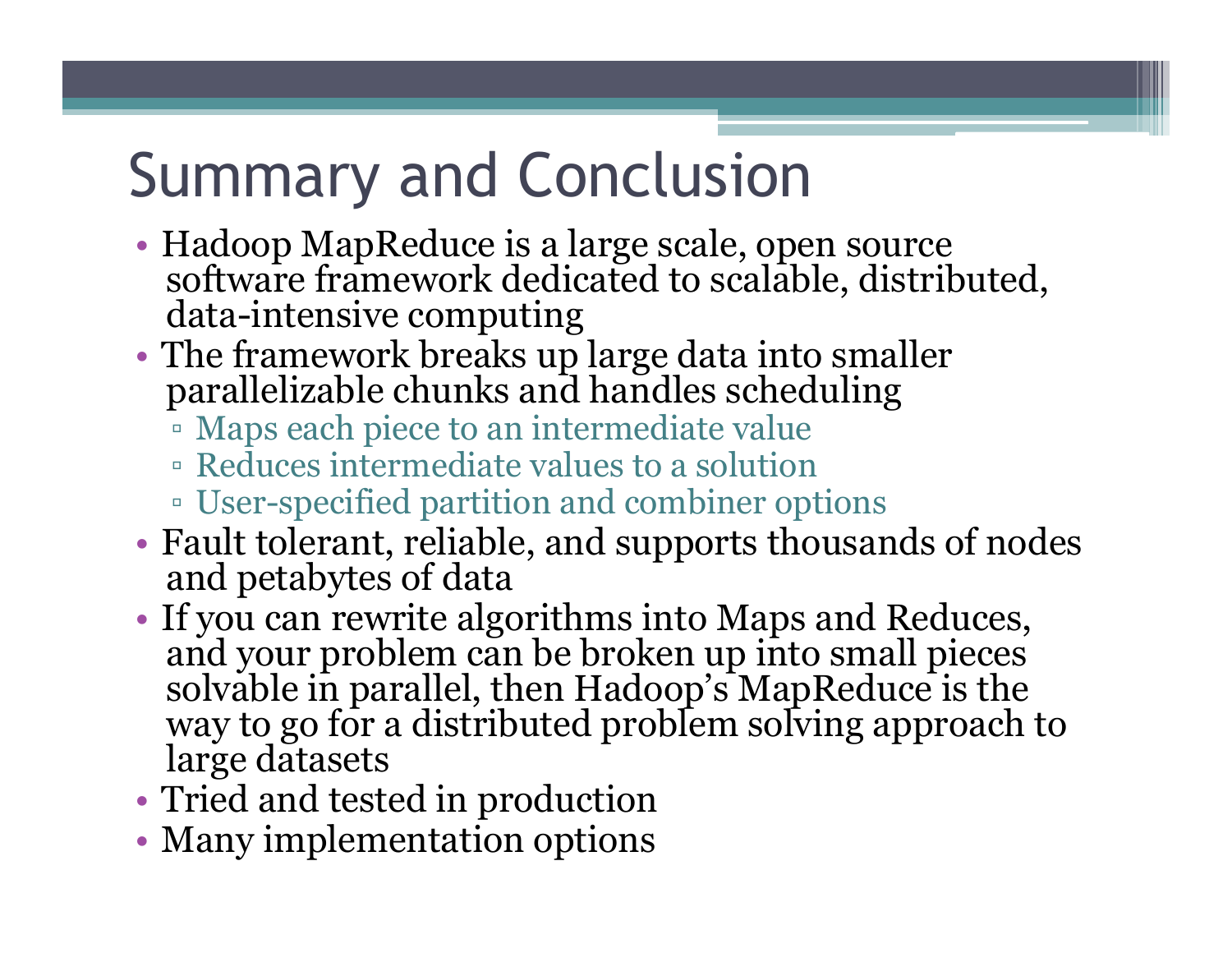# Summary and Conclusion

- Hadoop MapReduce is a large scale, open source software framework dedicated to scalable, distributed, data-intensive computing
- The framework breaks up large data into smaller parallelizable chunks and handles scheduling
  - Maps each piece to an intermediate value
  - Reduces intermediate values to a solution
  - User-specified partition and combiner options
- Fault tolerant, reliable, and supports thousands of nodes and petabytes of data
- If you can rewrite algorithms into Maps and Reduces, and your problem can be broken up into small pieces solvable in parallel, then Hadoop's MapReduce is the way to go for a distributed problem solving approach to large datasets
- Tried and tested in production
- Many implementation options